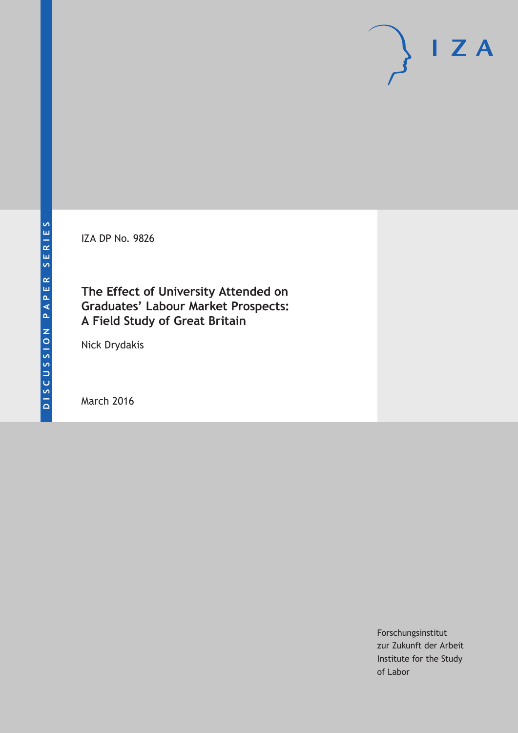DISCUSSION PAPER SERIES

IZA

IZA DP No. 9826

# The Effect of University Attended on Graduates' Labour Market Prospects: A Field Study of Great Britain

Nick Drydakis

March 2016

Forschungsinstitut
zur Zukunft der Arbeit
Institute for the Study
of Labor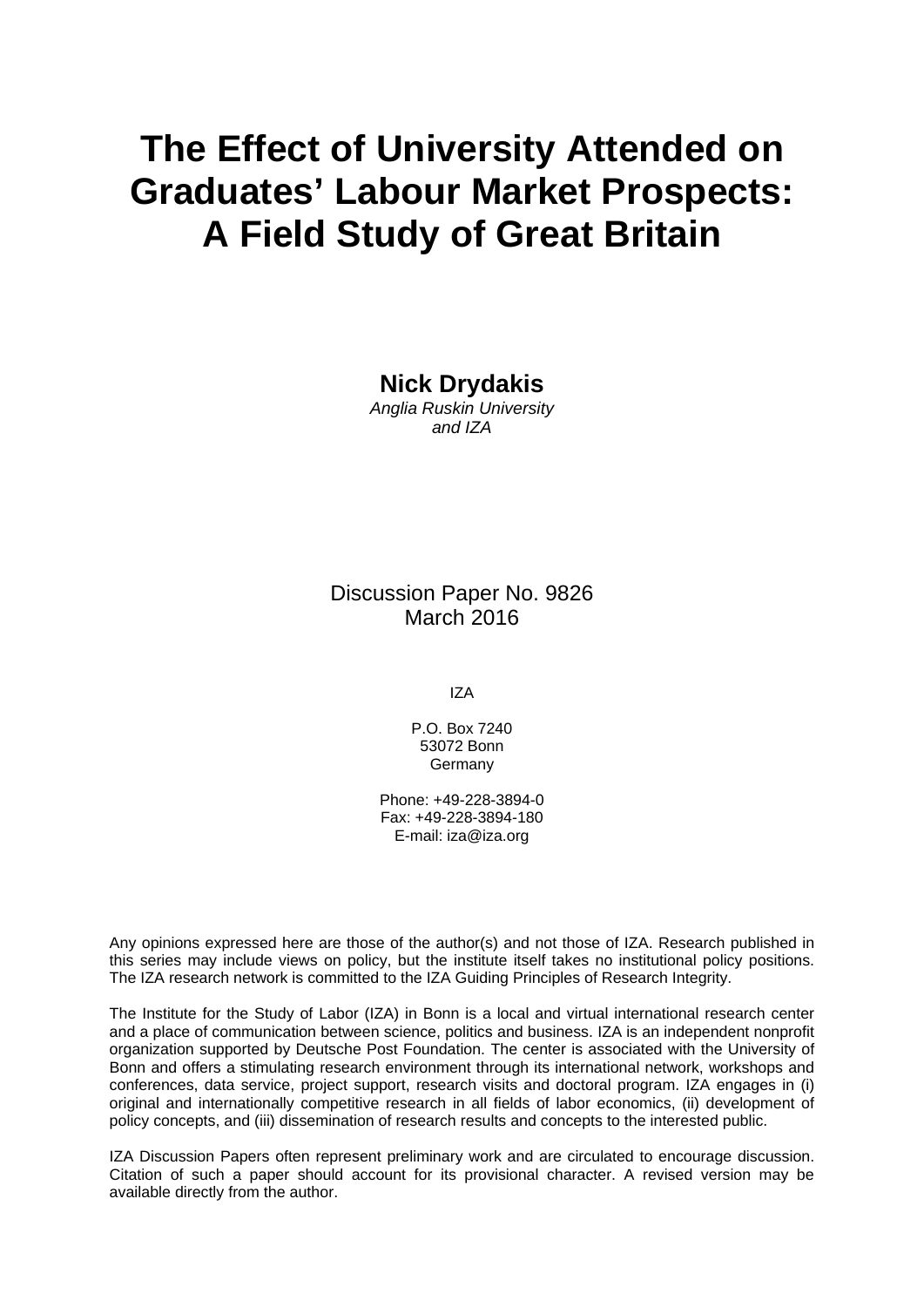# The Effect of University Attended on Graduates' Labour Market Prospects: A Field Study of Great Britain

**Nick Drydakis**
*Anglia Ruskin University*
*and IZA*

Discussion Paper No. 9826
March 2016

IZA

P.O. Box 7240
53072 Bonn
Germany

Phone: +49-228-3894-0
Fax: +49-228-3894-180
E-mail: iza@iza.org

Any opinions expressed here are those of the author(s) and not those of IZA. Research published in this series may include views on policy, but the institute itself takes no institutional policy positions. The IZA research network is committed to the IZA Guiding Principles of Research Integrity.

The Institute for the Study of Labor (IZA) in Bonn is a local and virtual international research center and a place of communication between science, politics and business. IZA is an independent nonprofit organization supported by Deutsche Post Foundation. The center is associated with the University of Bonn and offers a stimulating research environment through its international network, workshops and conferences, data service, project support, research visits and doctoral program. IZA engages in (i) original and internationally competitive research in all fields of labor economics, (ii) development of policy concepts, and (iii) dissemination of research results and concepts to the interested public.

IZA Discussion Papers often represent preliminary work and are circulated to encourage discussion. Citation of such a paper should account for its provisional character. A revised version may be available directly from the author.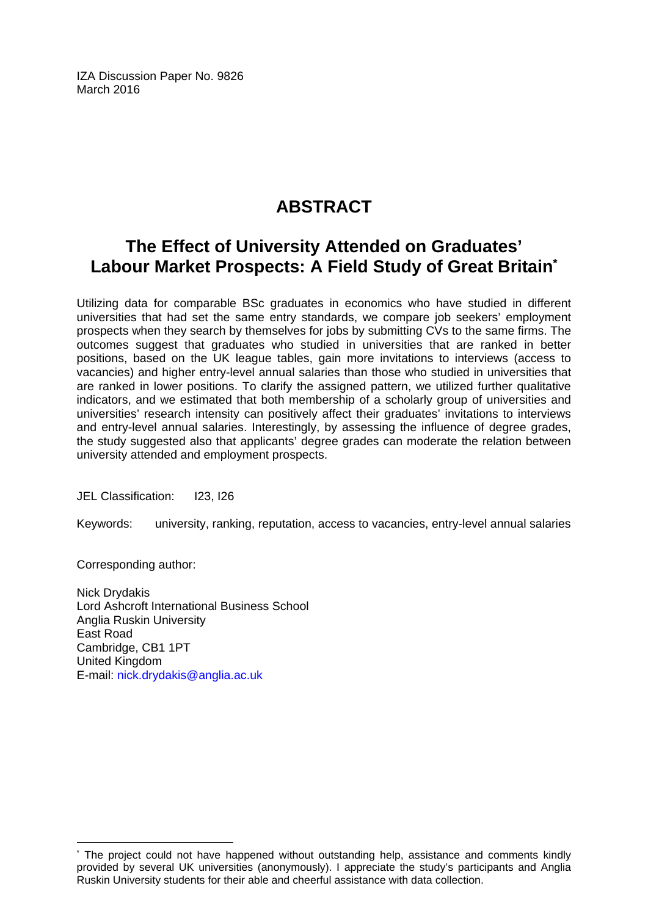IZA Discussion Paper No. 9826
March 2016

# ABSTRACT

## The Effect of University Attended on Graduates' Labour Market Prospects: A Field Study of Great Britain*

Utilizing data for comparable BSc graduates in economics who have studied in different universities that had set the same entry standards, we compare job seekers' employment prospects when they search by themselves for jobs by submitting CVs to the same firms. The outcomes suggest that graduates who studied in universities that are ranked in better positions, based on the UK league tables, gain more invitations to interviews (access to vacancies) and higher entry-level annual salaries than those who studied in universities that are ranked in lower positions. To clarify the assigned pattern, we utilized further qualitative indicators, and we estimated that both membership of a scholarly group of universities and universities' research intensity can positively affect their graduates' invitations to interviews and entry-level annual salaries. Interestingly, by assessing the influence of degree grades, the study suggested also that applicants' degree grades can moderate the relation between university attended and employment prospects.

JEL Classification: I23, I26

Keywords: university, ranking, reputation, access to vacancies, entry-level annual salaries

Corresponding author:

Nick Drydakis
Lord Ashcroft International Business School
Anglia Ruskin University
East Road
Cambridge, CB1 1PT
United Kingdom
E-mail: nick.drydakis@anglia.ac.uk

---

* The project could not have happened without outstanding help, assistance and comments kindly provided by several UK universities (anonymously). I appreciate the study's participants and Anglia Ruskin University students for their able and cheerful assistance with data collection.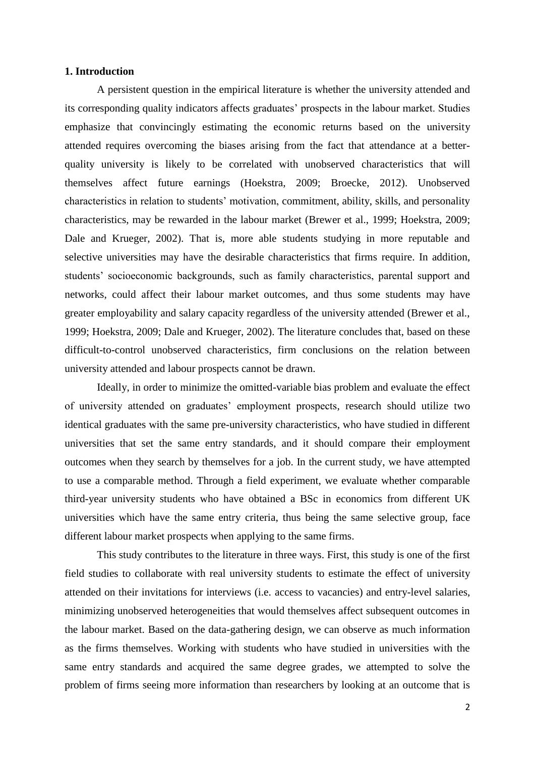## 1. Introduction

A persistent question in the empirical literature is whether the university attended and its corresponding quality indicators affects graduates' prospects in the labour market. Studies emphasize that convincingly estimating the economic returns based on the university attended requires overcoming the biases arising from the fact that attendance at a better-quality university is likely to be correlated with unobserved characteristics that will themselves affect future earnings (Hoekstra, 2009; Broecke, 2012). Unobserved characteristics in relation to students' motivation, commitment, ability, skills, and personality characteristics, may be rewarded in the labour market (Brewer et al., 1999; Hoekstra, 2009; Dale and Krueger, 2002). That is, more able students studying in more reputable and selective universities may have the desirable characteristics that firms require. In addition, students' socioeconomic backgrounds, such as family characteristics, parental support and networks, could affect their labour market outcomes, and thus some students may have greater employability and salary capacity regardless of the university attended (Brewer et al., 1999; Hoekstra, 2009; Dale and Krueger, 2002). The literature concludes that, based on these difficult-to-control unobserved characteristics, firm conclusions on the relation between university attended and labour prospects cannot be drawn.

Ideally, in order to minimize the omitted-variable bias problem and evaluate the effect of university attended on graduates' employment prospects, research should utilize two identical graduates with the same pre-university characteristics, who have studied in different universities that set the same entry standards, and it should compare their employment outcomes when they search by themselves for a job. In the current study, we have attempted to use a comparable method. Through a field experiment, we evaluate whether comparable third-year university students who have obtained a BSc in economics from different UK universities which have the same entry criteria, thus being the same selective group, face different labour market prospects when applying to the same firms.

This study contributes to the literature in three ways. First, this study is one of the first field studies to collaborate with real university students to estimate the effect of university attended on their invitations for interviews (i.e. access to vacancies) and entry-level salaries, minimizing unobserved heterogeneities that would themselves affect subsequent outcomes in the labour market. Based on the data-gathering design, we can observe as much information as the firms themselves. Working with students who have studied in universities with the same entry standards and acquired the same degree grades, we attempted to solve the problem of firms seeing more information than researchers by looking at an outcome that is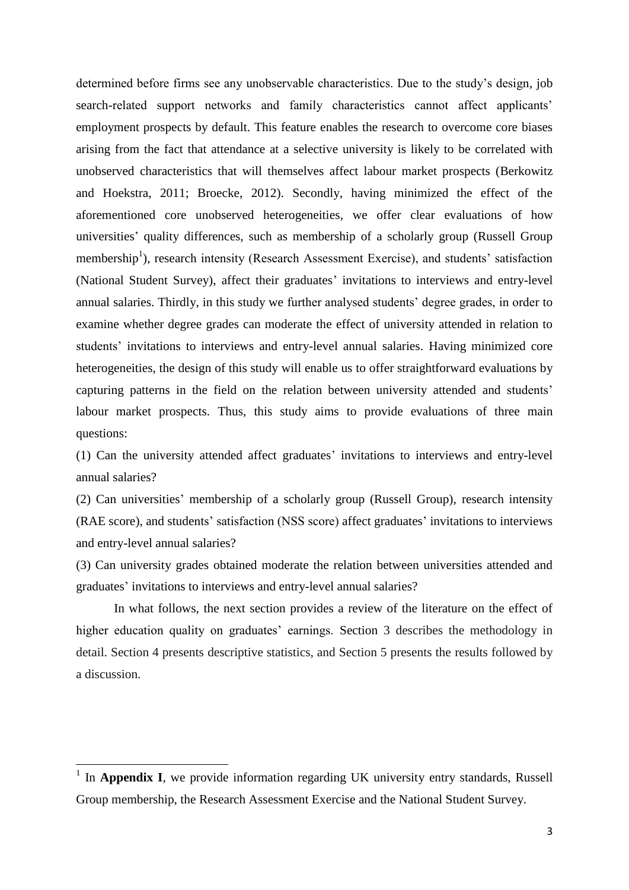determined before firms see any unobservable characteristics. Due to the study's design, job search-related support networks and family characteristics cannot affect applicants' employment prospects by default. This feature enables the research to overcome core biases arising from the fact that attendance at a selective university is likely to be correlated with unobserved characteristics that will themselves affect labour market prospects (Berkowitz and Hoekstra, 2011; Broecke, 2012). Secondly, having minimized the effect of the aforementioned core unobserved heterogeneities, we offer clear evaluations of how universities' quality differences, such as membership of a scholarly group (Russell Group membership[1]), research intensity (Research Assessment Exercise), and students' satisfaction (National Student Survey), affect their graduates' invitations to interviews and entry-level annual salaries. Thirdly, in this study we further analysed students' degree grades, in order to examine whether degree grades can moderate the effect of university attended in relation to students' invitations to interviews and entry-level annual salaries. Having minimized core heterogeneities, the design of this study will enable us to offer straightforward evaluations by capturing patterns in the field on the relation between university attended and students' labour market prospects. Thus, this study aims to provide evaluations of three main questions:

(1) Can the university attended affect graduates' invitations to interviews and entry-level annual salaries?

(2) Can universities' membership of a scholarly group (Russell Group), research intensity (RAE score), and students' satisfaction (NSS score) affect graduates' invitations to interviews and entry-level annual salaries?

(3) Can university grades obtained moderate the relation between universities attended and graduates' invitations to interviews and entry-level annual salaries?

In what follows, the next section provides a review of the literature on the effect of higher education quality on graduates' earnings. Section 3 describes the methodology in detail. Section 4 presents descriptive statistics, and Section 5 presents the results followed by a discussion.

---

[1] In **Appendix I**, we provide information regarding UK university entry standards, Russell Group membership, the Research Assessment Exercise and the National Student Survey.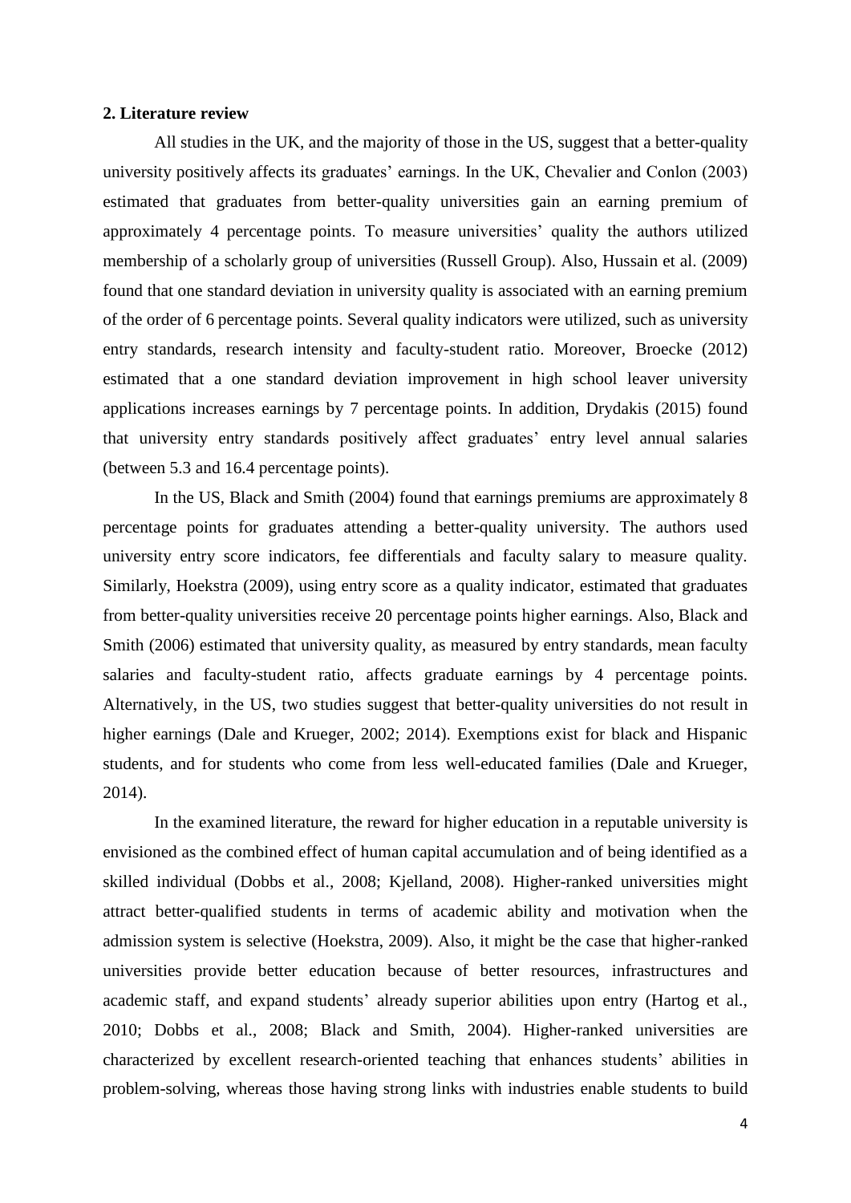## 2. Literature review

All studies in the UK, and the majority of those in the US, suggest that a better-quality university positively affects its graduates' earnings. In the UK, Chevalier and Conlon (2003) estimated that graduates from better-quality universities gain an earning premium of approximately 4 percentage points. To measure universities' quality the authors utilized membership of a scholarly group of universities (Russell Group). Also, Hussain et al. (2009) found that one standard deviation in university quality is associated with an earning premium of the order of 6 percentage points. Several quality indicators were utilized, such as university entry standards, research intensity and faculty-student ratio. Moreover, Broecke (2012) estimated that a one standard deviation improvement in high school leaver university applications increases earnings by 7 percentage points. In addition, Drydakis (2015) found that university entry standards positively affect graduates' entry level annual salaries (between 5.3 and 16.4 percentage points).

In the US, Black and Smith (2004) found that earnings premiums are approximately 8 percentage points for graduates attending a better-quality university. The authors used university entry score indicators, fee differentials and faculty salary to measure quality. Similarly, Hoekstra (2009), using entry score as a quality indicator, estimated that graduates from better-quality universities receive 20 percentage points higher earnings. Also, Black and Smith (2006) estimated that university quality, as measured by entry standards, mean faculty salaries and faculty-student ratio, affects graduate earnings by 4 percentage points. Alternatively, in the US, two studies suggest that better-quality universities do not result in higher earnings (Dale and Krueger, 2002; 2014). Exemptions exist for black and Hispanic students, and for students who come from less well-educated families (Dale and Krueger, 2014).

In the examined literature, the reward for higher education in a reputable university is envisioned as the combined effect of human capital accumulation and of being identified as a skilled individual (Dobbs et al., 2008; Kjelland, 2008). Higher-ranked universities might attract better-qualified students in terms of academic ability and motivation when the admission system is selective (Hoekstra, 2009). Also, it might be the case that higher-ranked universities provide better education because of better resources, infrastructures and academic staff, and expand students' already superior abilities upon entry (Hartog et al., 2010; Dobbs et al., 2008; Black and Smith, 2004). Higher-ranked universities are characterized by excellent research-oriented teaching that enhances students' abilities in problem-solving, whereas those having strong links with industries enable students to build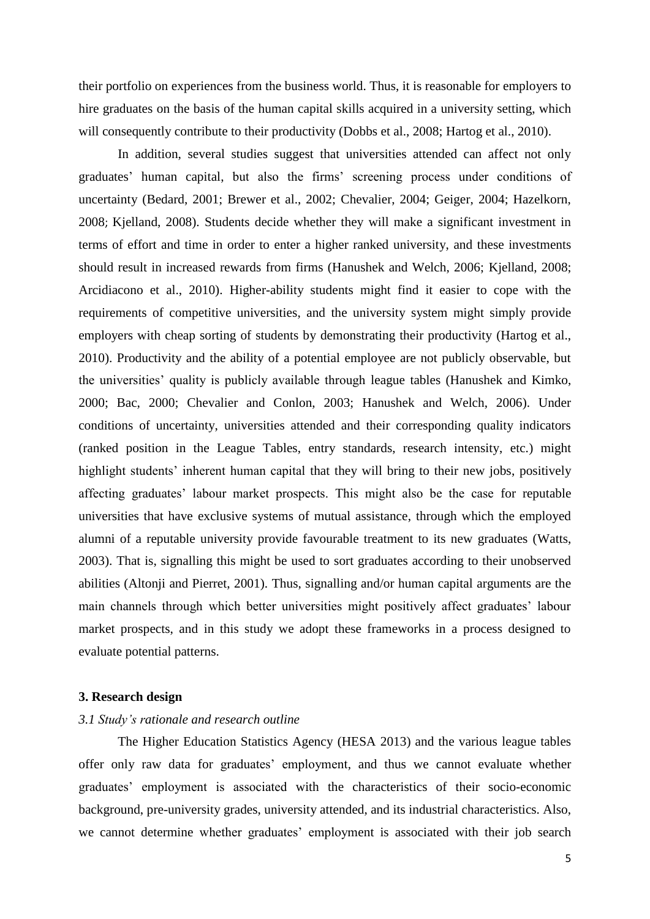their portfolio on experiences from the business world. Thus, it is reasonable for employers to hire graduates on the basis of the human capital skills acquired in a university setting, which will consequently contribute to their productivity (Dobbs et al., 2008; Hartog et al., 2010).

In addition, several studies suggest that universities attended can affect not only graduates' human capital, but also the firms' screening process under conditions of uncertainty (Bedard, 2001; Brewer et al., 2002; Chevalier, 2004; Geiger, 2004; Hazelkorn, 2008; Kjelland, 2008). Students decide whether they will make a significant investment in terms of effort and time in order to enter a higher ranked university, and these investments should result in increased rewards from firms (Hanushek and Welch, 2006; Kjelland, 2008; Arcidiacono et al., 2010). Higher-ability students might find it easier to cope with the requirements of competitive universities, and the university system might simply provide employers with cheap sorting of students by demonstrating their productivity (Hartog et al., 2010). Productivity and the ability of a potential employee are not publicly observable, but the universities' quality is publicly available through league tables (Hanushek and Kimko, 2000; Bac, 2000; Chevalier and Conlon, 2003; Hanushek and Welch, 2006). Under conditions of uncertainty, universities attended and their corresponding quality indicators (ranked position in the League Tables, entry standards, research intensity, etc.) might highlight students' inherent human capital that they will bring to their new jobs, positively affecting graduates' labour market prospects. This might also be the case for reputable universities that have exclusive systems of mutual assistance, through which the employed alumni of a reputable university provide favourable treatment to its new graduates (Watts, 2003). That is, signalling this might be used to sort graduates according to their unobserved abilities (Altonji and Pierret, 2001). Thus, signalling and/or human capital arguments are the main channels through which better universities might positively affect graduates' labour market prospects, and in this study we adopt these frameworks in a process designed to evaluate potential patterns.

## 3. Research design

### *3.1 Study's rationale and research outline*

The Higher Education Statistics Agency (HESA 2013) and the various league tables offer only raw data for graduates' employment, and thus we cannot evaluate whether graduates' employment is associated with the characteristics of their socio-economic background, pre-university grades, university attended, and its industrial characteristics. Also, we cannot determine whether graduates' employment is associated with their job search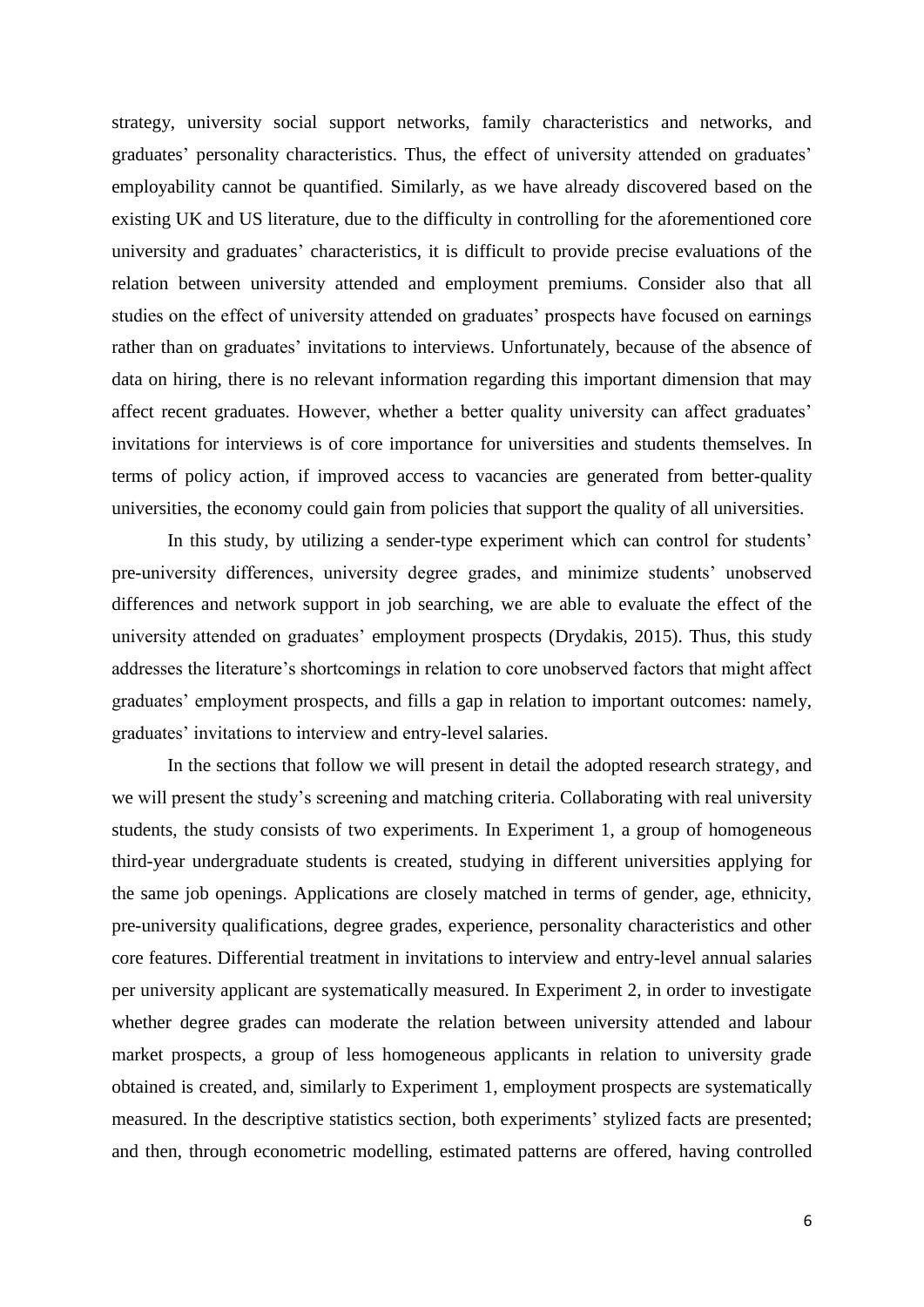strategy, university social support networks, family characteristics and networks, and graduates' personality characteristics. Thus, the effect of university attended on graduates' employability cannot be quantified. Similarly, as we have already discovered based on the existing UK and US literature, due to the difficulty in controlling for the aforementioned core university and graduates' characteristics, it is difficult to provide precise evaluations of the relation between university attended and employment premiums. Consider also that all studies on the effect of university attended on graduates' prospects have focused on earnings rather than on graduates' invitations to interviews. Unfortunately, because of the absence of data on hiring, there is no relevant information regarding this important dimension that may affect recent graduates. However, whether a better quality university can affect graduates' invitations for interviews is of core importance for universities and students themselves. In terms of policy action, if improved access to vacancies are generated from better-quality universities, the economy could gain from policies that support the quality of all universities.

In this study, by utilizing a sender-type experiment which can control for students' pre-university differences, university degree grades, and minimize students' unobserved differences and network support in job searching, we are able to evaluate the effect of the university attended on graduates' employment prospects (Drydakis, 2015). Thus, this study addresses the literature's shortcomings in relation to core unobserved factors that might affect graduates' employment prospects, and fills a gap in relation to important outcomes: namely, graduates' invitations to interview and entry-level salaries.

In the sections that follow we will present in detail the adopted research strategy, and we will present the study's screening and matching criteria. Collaborating with real university students, the study consists of two experiments. In Experiment 1, a group of homogeneous third-year undergraduate students is created, studying in different universities applying for the same job openings. Applications are closely matched in terms of gender, age, ethnicity, pre-university qualifications, degree grades, experience, personality characteristics and other core features. Differential treatment in invitations to interview and entry-level annual salaries per university applicant are systematically measured. In Experiment 2, in order to investigate whether degree grades can moderate the relation between university attended and labour market prospects, a group of less homogeneous applicants in relation to university grade obtained is created, and, similarly to Experiment 1, employment prospects are systematically measured. In the descriptive statistics section, both experiments' stylized facts are presented; and then, through econometric modelling, estimated patterns are offered, having controlled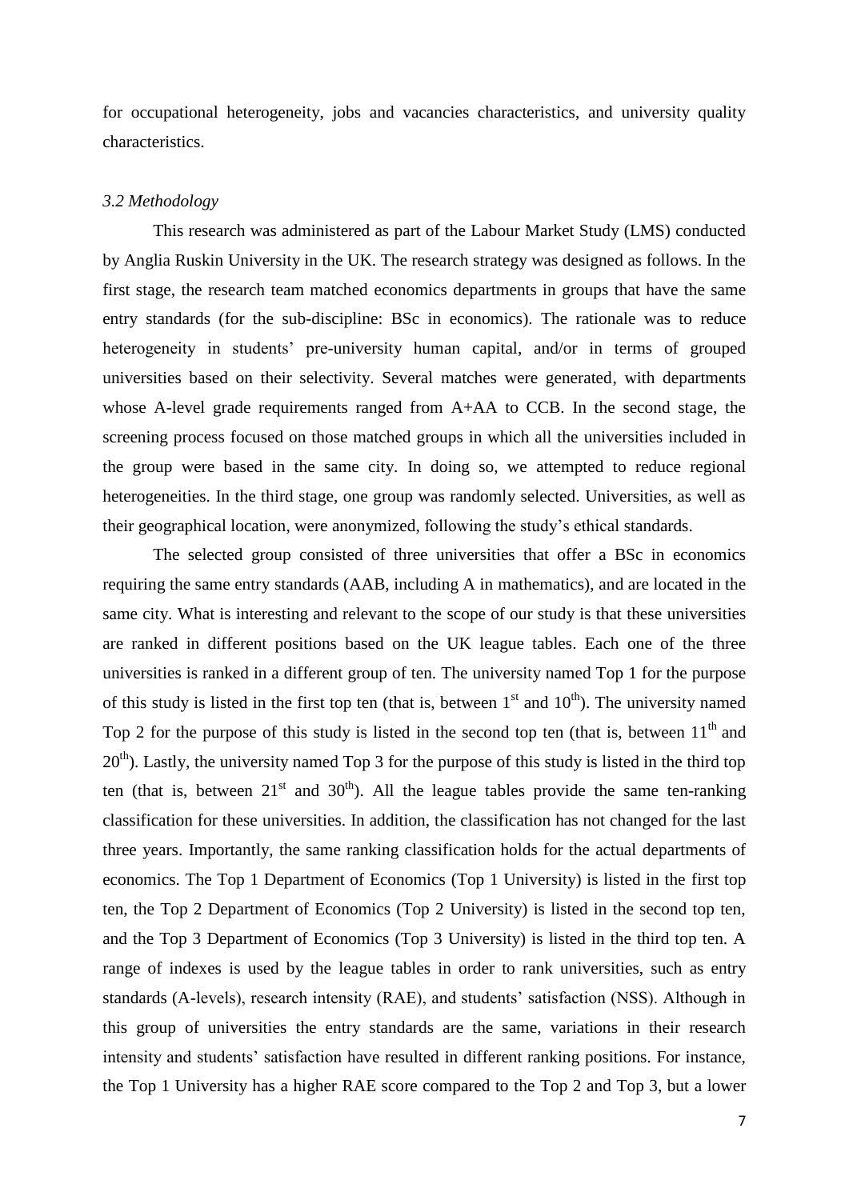for occupational heterogeneity, jobs and vacancies characteristics, and university quality characteristics.

### *3.2 Methodology*

This research was administered as part of the Labour Market Study (LMS) conducted by Anglia Ruskin University in the UK. The research strategy was designed as follows. In the first stage, the research team matched economics departments in groups that have the same entry standards (for the sub-discipline: BSc in economics). The rationale was to reduce heterogeneity in students' pre-university human capital, and/or in terms of grouped universities based on their selectivity. Several matches were generated, with departments whose A-level grade requirements ranged from A+AA to CCB. In the second stage, the screening process focused on those matched groups in which all the universities included in the group were based in the same city. In doing so, we attempted to reduce regional heterogeneities. In the third stage, one group was randomly selected. Universities, as well as their geographical location, were anonymized, following the study's ethical standards.

The selected group consisted of three universities that offer a BSc in economics requiring the same entry standards (AAB, including A in mathematics), and are located in the same city. What is interesting and relevant to the scope of our study is that these universities are ranked in different positions based on the UK league tables. Each one of the three universities is ranked in a different group of ten. The university named Top 1 for the purpose of this study is listed in the first top ten (that is, between 1st and 10th). The university named Top 2 for the purpose of this study is listed in the second top ten (that is, between 11th and 20th). Lastly, the university named Top 3 for the purpose of this study is listed in the third top ten (that is, between 21st and 30th). All the league tables provide the same ten-ranking classification for these universities. In addition, the classification has not changed for the last three years. Importantly, the same ranking classification holds for the actual departments of economics. The Top 1 Department of Economics (Top 1 University) is listed in the first top ten, the Top 2 Department of Economics (Top 2 University) is listed in the second top ten, and the Top 3 Department of Economics (Top 3 University) is listed in the third top ten. A range of indexes is used by the league tables in order to rank universities, such as entry standards (A-levels), research intensity (RAE), and students' satisfaction (NSS). Although in this group of universities the entry standards are the same, variations in their research intensity and students' satisfaction have resulted in different ranking positions. For instance, the Top 1 University has a higher RAE score compared to the Top 2 and Top 3, but a lower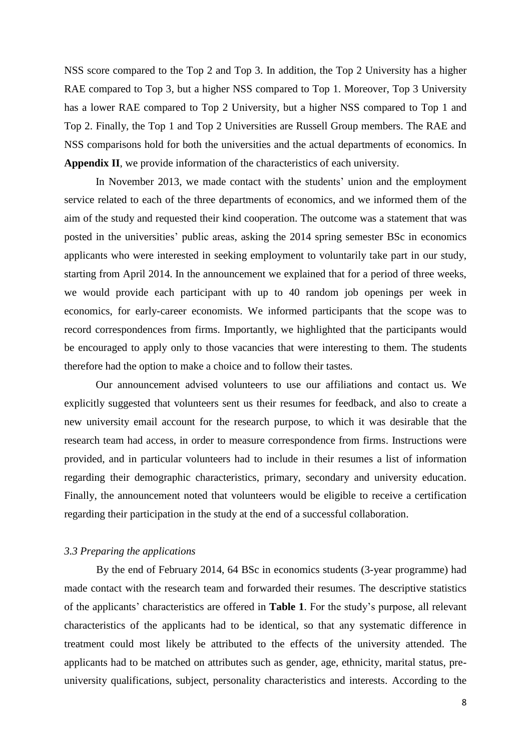NSS score compared to the Top 2 and Top 3. In addition, the Top 2 University has a higher RAE compared to Top 3, but a higher NSS compared to Top 1. Moreover, Top 3 University has a lower RAE compared to Top 2 University, but a higher NSS compared to Top 1 and Top 2. Finally, the Top 1 and Top 2 Universities are Russell Group members. The RAE and NSS comparisons hold for both the universities and the actual departments of economics. In **Appendix II**, we provide information of the characteristics of each university.

In November 2013, we made contact with the students' union and the employment service related to each of the three departments of economics, and we informed them of the aim of the study and requested their kind cooperation. The outcome was a statement that was posted in the universities' public areas, asking the 2014 spring semester BSc in economics applicants who were interested in seeking employment to voluntarily take part in our study, starting from April 2014. In the announcement we explained that for a period of three weeks, we would provide each participant with up to 40 random job openings per week in economics, for early-career economists. We informed participants that the scope was to record correspondences from firms. Importantly, we highlighted that the participants would be encouraged to apply only to those vacancies that were interesting to them. The students therefore had the option to make a choice and to follow their tastes.

Our announcement advised volunteers to use our affiliations and contact us. We explicitly suggested that volunteers sent us their resumes for feedback, and also to create a new university email account for the research purpose, to which it was desirable that the research team had access, in order to measure correspondence from firms. Instructions were provided, and in particular volunteers had to include in their resumes a list of information regarding their demographic characteristics, primary, secondary and university education. Finally, the announcement noted that volunteers would be eligible to receive a certification regarding their participation in the study at the end of a successful collaboration.

### *3.3 Preparing the applications*

By the end of February 2014, 64 BSc in economics students (3-year programme) had made contact with the research team and forwarded their resumes. The descriptive statistics of the applicants' characteristics are offered in **Table 1**. For the study's purpose, all relevant characteristics of the applicants had to be identical, so that any systematic difference in treatment could most likely be attributed to the effects of the university attended. The applicants had to be matched on attributes such as gender, age, ethnicity, marital status, pre-university qualifications, subject, personality characteristics and interests. According to the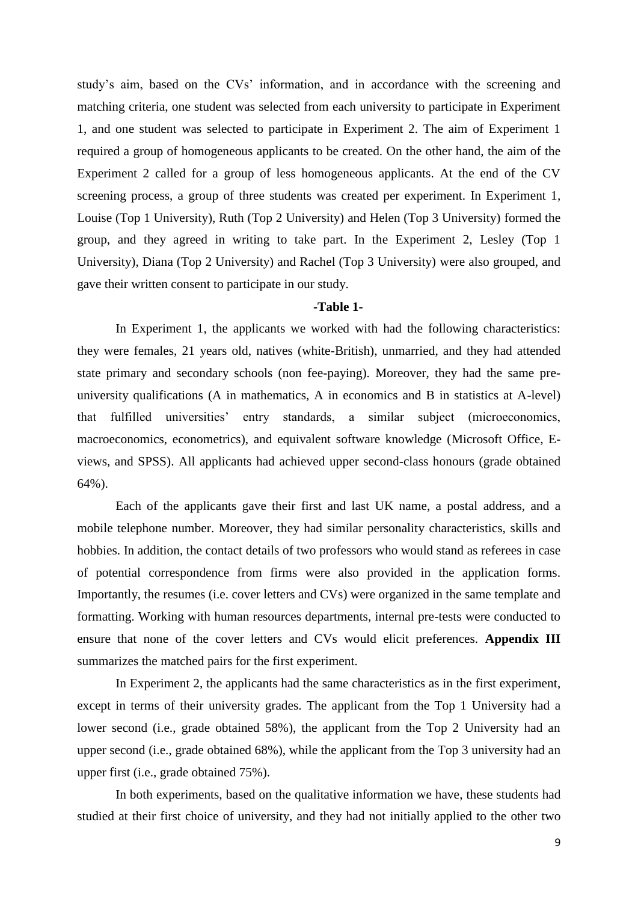study's aim, based on the CVs' information, and in accordance with the screening and matching criteria, one student was selected from each university to participate in Experiment 1, and one student was selected to participate in Experiment 2. The aim of Experiment 1 required a group of homogeneous applicants to be created. On the other hand, the aim of the Experiment 2 called for a group of less homogeneous applicants. At the end of the CV screening process, a group of three students was created per experiment. In Experiment 1, Louise (Top 1 University), Ruth (Top 2 University) and Helen (Top 3 University) formed the group, and they agreed in writing to take part. In the Experiment 2, Lesley (Top 1 University), Diana (Top 2 University) and Rachel (Top 3 University) were also grouped, and gave their written consent to participate in our study.

**-Table 1-**

In Experiment 1, the applicants we worked with had the following characteristics: they were females, 21 years old, natives (white-British), unmarried, and they had attended state primary and secondary schools (non fee-paying). Moreover, they had the same pre-university qualifications (A in mathematics, A in economics and B in statistics at A-level) that fulfilled universities' entry standards, a similar subject (microeconomics, macroeconomics, econometrics), and equivalent software knowledge (Microsoft Office, E-views, and SPSS). All applicants had achieved upper second-class honours (grade obtained 64%).

Each of the applicants gave their first and last UK name, a postal address, and a mobile telephone number. Moreover, they had similar personality characteristics, skills and hobbies. In addition, the contact details of two professors who would stand as referees in case of potential correspondence from firms were also provided in the application forms. Importantly, the resumes (i.e. cover letters and CVs) were organized in the same template and formatting. Working with human resources departments, internal pre-tests were conducted to ensure that none of the cover letters and CVs would elicit preferences. **Appendix III** summarizes the matched pairs for the first experiment.

In Experiment 2, the applicants had the same characteristics as in the first experiment, except in terms of their university grades. The applicant from the Top 1 University had a lower second (i.e., grade obtained 58%), the applicant from the Top 2 University had an upper second (i.e., grade obtained 68%), while the applicant from the Top 3 university had an upper first (i.e., grade obtained 75%).

In both experiments, based on the qualitative information we have, these students had studied at their first choice of university, and they had not initially applied to the other two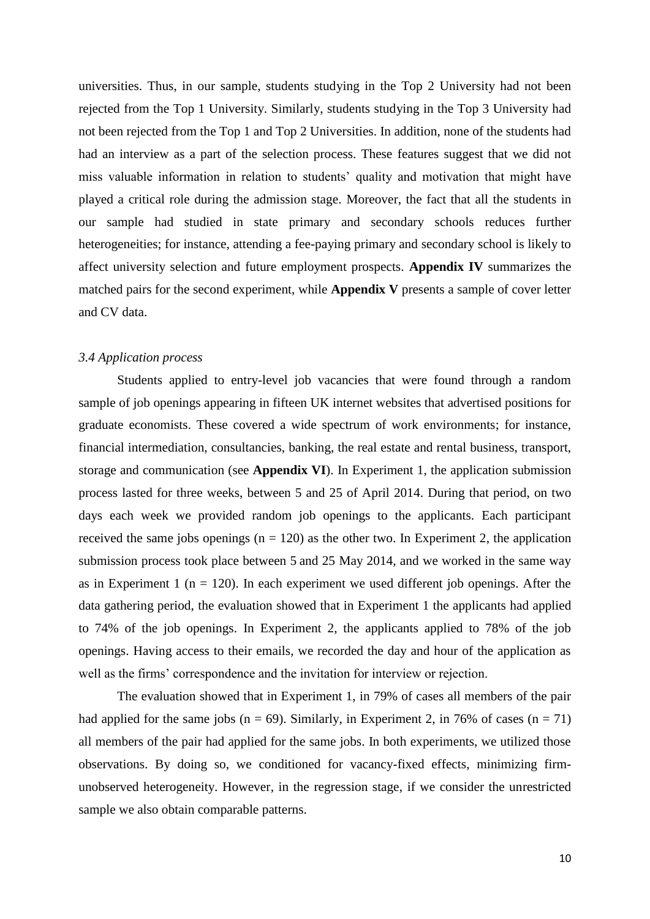universities. Thus, in our sample, students studying in the Top 2 University had not been rejected from the Top 1 University. Similarly, students studying in the Top 3 University had not been rejected from the Top 1 and Top 2 Universities. In addition, none of the students had had an interview as a part of the selection process. These features suggest that we did not miss valuable information in relation to students' quality and motivation that might have played a critical role during the admission stage. Moreover, the fact that all the students in our sample had studied in state primary and secondary schools reduces further heterogeneities; for instance, attending a fee-paying primary and secondary school is likely to affect university selection and future employment prospects. **Appendix IV** summarizes the matched pairs for the second experiment, while **Appendix V** presents a sample of cover letter and CV data.

### *3.4 Application process*

Students applied to entry-level job vacancies that were found through a random sample of job openings appearing in fifteen UK internet websites that advertised positions for graduate economists. These covered a wide spectrum of work environments; for instance, financial intermediation, consultancies, banking, the real estate and rental business, transport, storage and communication (see **Appendix VI**). In Experiment 1, the application submission process lasted for three weeks, between 5 and 25 of April 2014. During that period, on two days each week we provided random job openings to the applicants. Each participant received the same jobs openings ($n = 120$) as the other two. In Experiment 2, the application submission process took place between 5 and 25 May 2014, and we worked in the same way as in Experiment 1 ($n = 120$). In each experiment we used different job openings. After the data gathering period, the evaluation showed that in Experiment 1 the applicants had applied to 74% of the job openings. In Experiment 2, the applicants applied to 78% of the job openings. Having access to their emails, we recorded the day and hour of the application as well as the firms' correspondence and the invitation for interview or rejection.

The evaluation showed that in Experiment 1, in 79% of cases all members of the pair had applied for the same jobs ($n = 69$). Similarly, in Experiment 2, in 76% of cases ($n = 71$) all members of the pair had applied for the same jobs. In both experiments, we utilized those observations. By doing so, we conditioned for vacancy-fixed effects, minimizing firm-unobserved heterogeneity. However, in the regression stage, if we consider the unrestricted sample we also obtain comparable patterns.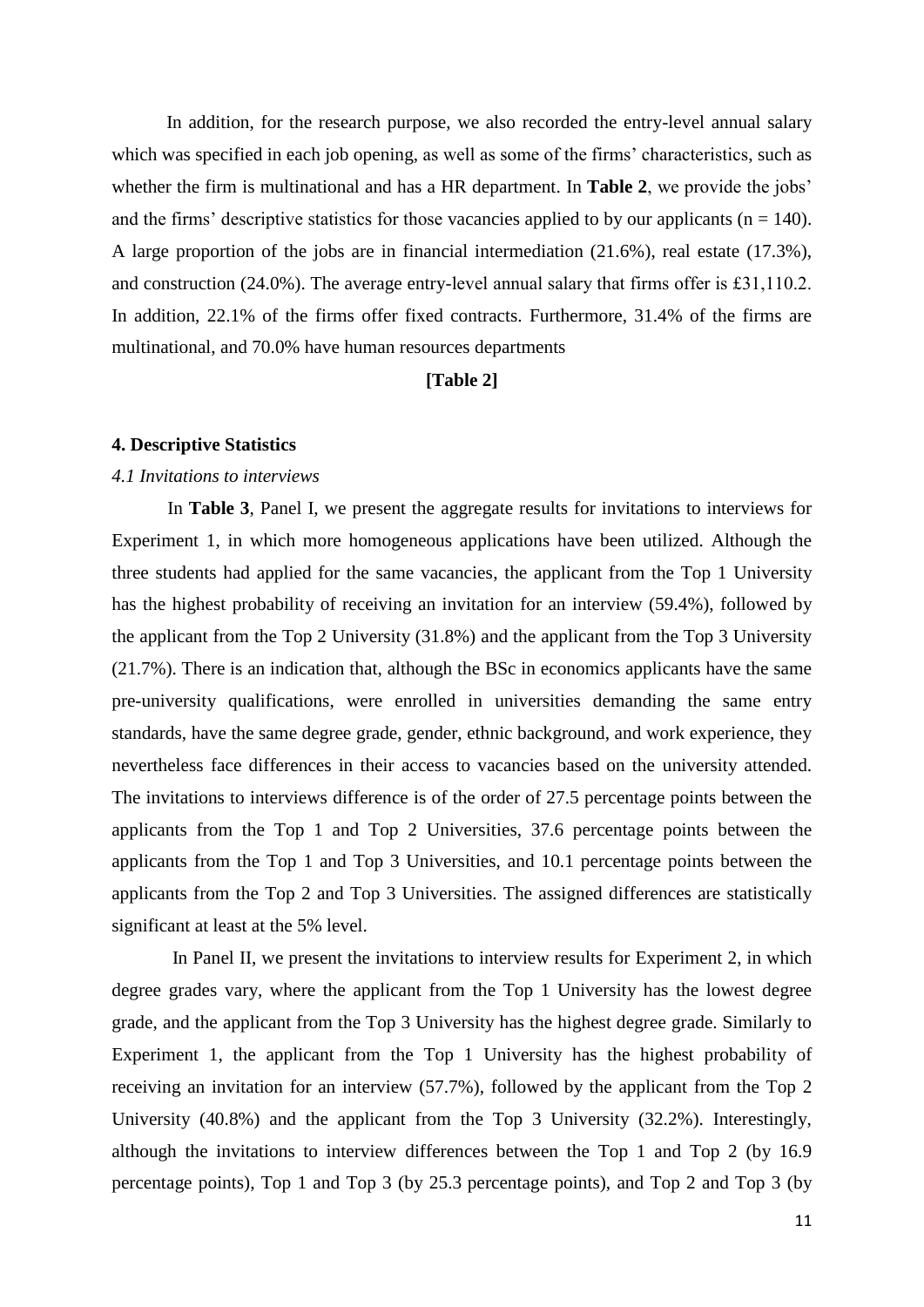In addition, for the research purpose, we also recorded the entry-level annual salary which was specified in each job opening, as well as some of the firms' characteristics, such as whether the firm is multinational and has a HR department. In **Table 2**, we provide the jobs' and the firms' descriptive statistics for those vacancies applied to by our applicants (n = 140). A large proportion of the jobs are in financial intermediation (21.6%), real estate (17.3%), and construction (24.0%). The average entry-level annual salary that firms offer is £31,110.2. In addition, 22.1% of the firms offer fixed contracts. Furthermore, 31.4% of the firms are multinational, and 70.0% have human resources departments

**[Table 2]**

## 4. Descriptive Statistics

### *4.1 Invitations to interviews*

In **Table 3**, Panel I, we present the aggregate results for invitations to interviews for Experiment 1, in which more homogeneous applications have been utilized. Although the three students had applied for the same vacancies, the applicant from the Top 1 University has the highest probability of receiving an invitation for an interview (59.4%), followed by the applicant from the Top 2 University (31.8%) and the applicant from the Top 3 University (21.7%). There is an indication that, although the BSc in economics applicants have the same pre-university qualifications, were enrolled in universities demanding the same entry standards, have the same degree grade, gender, ethnic background, and work experience, they nevertheless face differences in their access to vacancies based on the university attended. The invitations to interviews difference is of the order of 27.5 percentage points between the applicants from the Top 1 and Top 2 Universities, 37.6 percentage points between the applicants from the Top 1 and Top 3 Universities, and 10.1 percentage points between the applicants from the Top 2 and Top 3 Universities. The assigned differences are statistically significant at least at the 5% level.

In Panel II, we present the invitations to interview results for Experiment 2, in which degree grades vary, where the applicant from the Top 1 University has the lowest degree grade, and the applicant from the Top 3 University has the highest degree grade. Similarly to Experiment 1, the applicant from the Top 1 University has the highest probability of receiving an invitation for an interview (57.7%), followed by the applicant from the Top 2 University (40.8%) and the applicant from the Top 3 University (32.2%). Interestingly, although the invitations to interview differences between the Top 1 and Top 2 (by 16.9 percentage points), Top 1 and Top 3 (by 25.3 percentage points), and Top 2 and Top 3 (by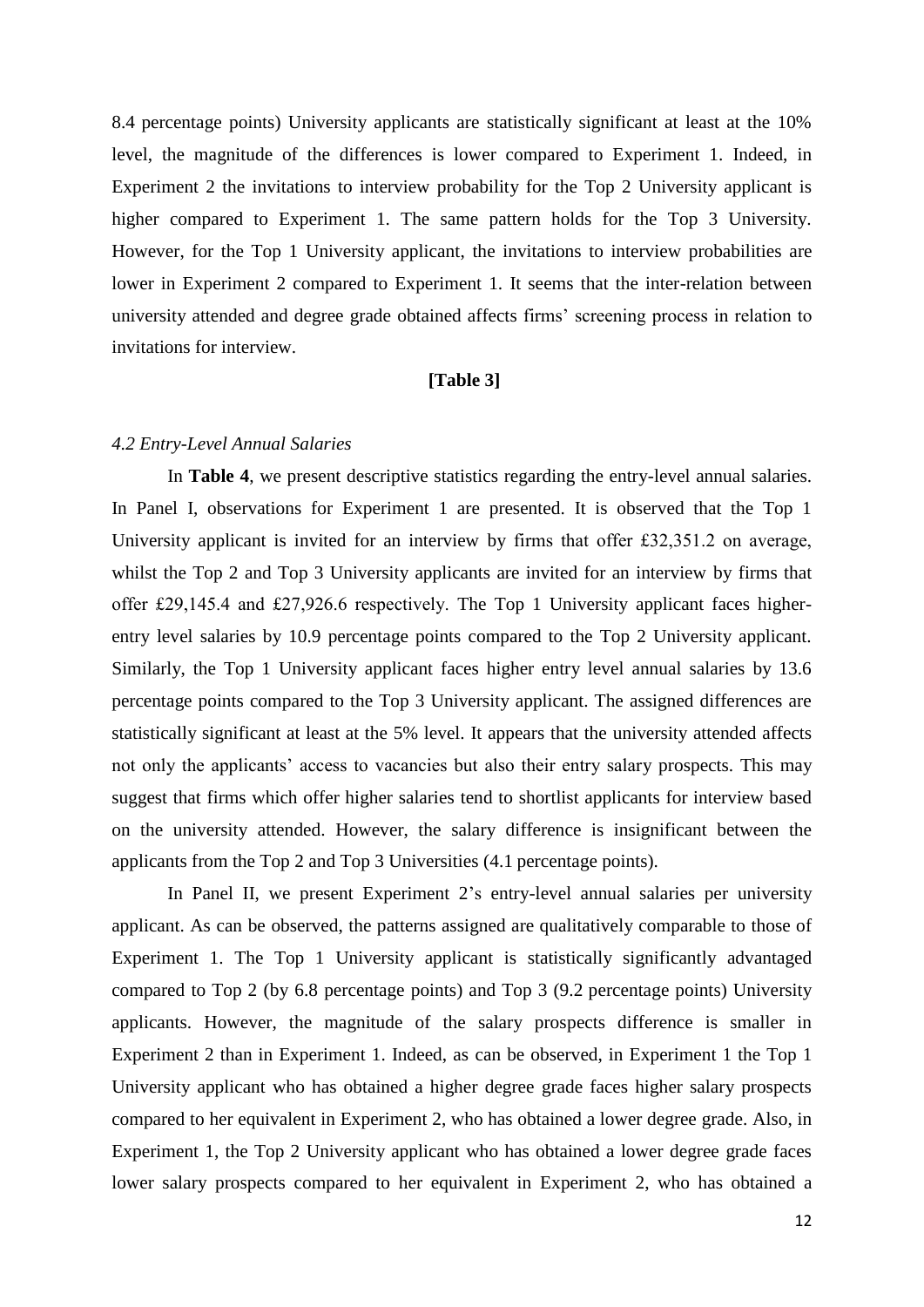8.4 percentage points) University applicants are statistically significant at least at the 10% level, the magnitude of the differences is lower compared to Experiment 1. Indeed, in Experiment 2 the invitations to interview probability for the Top 2 University applicant is higher compared to Experiment 1. The same pattern holds for the Top 3 University. However, for the Top 1 University applicant, the invitations to interview probabilities are lower in Experiment 2 compared to Experiment 1. It seems that the inter-relation between university attended and degree grade obtained affects firms' screening process in relation to invitations for interview.

**[Table 3]**

### *4.2 Entry-Level Annual Salaries*

In **Table 4**, we present descriptive statistics regarding the entry-level annual salaries. In Panel I, observations for Experiment 1 are presented. It is observed that the Top 1 University applicant is invited for an interview by firms that offer £32,351.2 on average, whilst the Top 2 and Top 3 University applicants are invited for an interview by firms that offer £29,145.4 and £27,926.6 respectively. The Top 1 University applicant faces higher-entry level salaries by 10.9 percentage points compared to the Top 2 University applicant. Similarly, the Top 1 University applicant faces higher entry level annual salaries by 13.6 percentage points compared to the Top 3 University applicant. The assigned differences are statistically significant at least at the 5% level. It appears that the university attended affects not only the applicants' access to vacancies but also their entry salary prospects. This may suggest that firms which offer higher salaries tend to shortlist applicants for interview based on the university attended. However, the salary difference is insignificant between the applicants from the Top 2 and Top 3 Universities (4.1 percentage points).

In Panel II, we present Experiment 2's entry-level annual salaries per university applicant. As can be observed, the patterns assigned are qualitatively comparable to those of Experiment 1. The Top 1 University applicant is statistically significantly advantaged compared to Top 2 (by 6.8 percentage points) and Top 3 (9.2 percentage points) University applicants. However, the magnitude of the salary prospects difference is smaller in Experiment 2 than in Experiment 1. Indeed, as can be observed, in Experiment 1 the Top 1 University applicant who has obtained a higher degree grade faces higher salary prospects compared to her equivalent in Experiment 2, who has obtained a lower degree grade. Also, in Experiment 1, the Top 2 University applicant who has obtained a lower degree grade faces lower salary prospects compared to her equivalent in Experiment 2, who has obtained a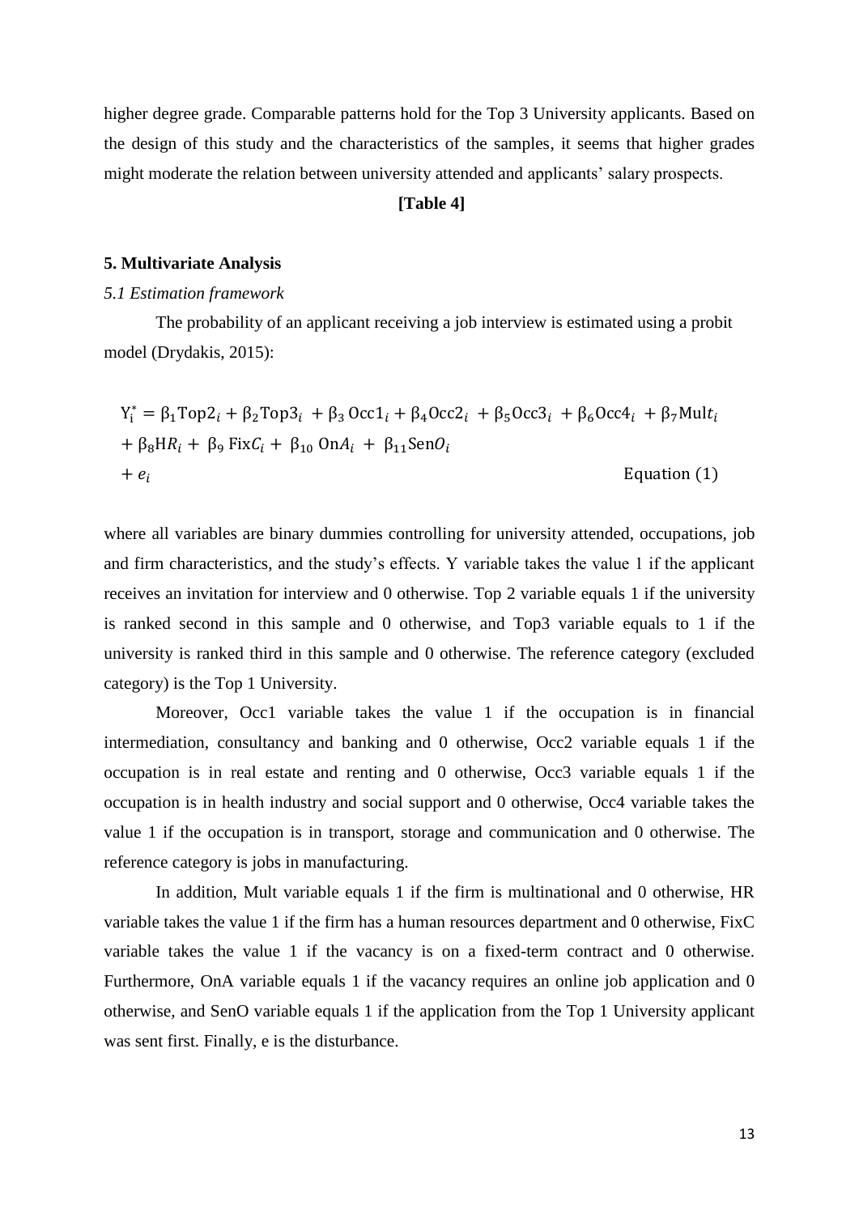higher degree grade. Comparable patterns hold for the Top 3 University applicants. Based on the design of this study and the characteristics of the samples, it seems that higher grades might moderate the relation between university attended and applicants' salary prospects.

**[Table 4]**

### 5. Multivariate Analysis

*5.1 Estimation framework*

The probability of an applicant receiving a job interview is estimated using a probit model (Drydakis, 2015):

$$
\begin{aligned}
Y_i^* = {} & \beta_1 \text{Top2}_i + \beta_2 \text{Top3}_i + \beta_3 \text{Occ1}_i + \beta_4 \text{Occ2}_i + \beta_5 \text{Occ3}_i + \beta_6 \text{Occ4}_i + \beta_7 \text{Mul}t_i \\
& + \beta_8 \text{H}R_i + \beta_9 \text{Fix}C_i + \beta_{10} \text{On}A_i + \beta_{11} \text{Sen}O_i \\
& + e_i \qquad \text{Equation (1)}
\end{aligned}
$$

where all variables are binary dummies controlling for university attended, occupations, job and firm characteristics, and the study's effects. Y variable takes the value 1 if the applicant receives an invitation for interview and 0 otherwise. Top 2 variable equals 1 if the university is ranked second in this sample and 0 otherwise, and Top3 variable equals to 1 if the university is ranked third in this sample and 0 otherwise. The reference category (excluded category) is the Top 1 University.

Moreover, Occ1 variable takes the value 1 if the occupation is in financial intermediation, consultancy and banking and 0 otherwise, Occ2 variable equals 1 if the occupation is in real estate and renting and 0 otherwise, Occ3 variable equals 1 if the occupation is in health industry and social support and 0 otherwise, Occ4 variable takes the value 1 if the occupation is in transport, storage and communication and 0 otherwise. The reference category is jobs in manufacturing.

In addition, Mult variable equals 1 if the firm is multinational and 0 otherwise, HR variable takes the value 1 if the firm has a human resources department and 0 otherwise, FixC variable takes the value 1 if the vacancy is on a fixed-term contract and 0 otherwise. Furthermore, OnA variable equals 1 if the vacancy requires an online job application and 0 otherwise, and SenO variable equals 1 if the application from the Top 1 University applicant was sent first. Finally, e is the disturbance.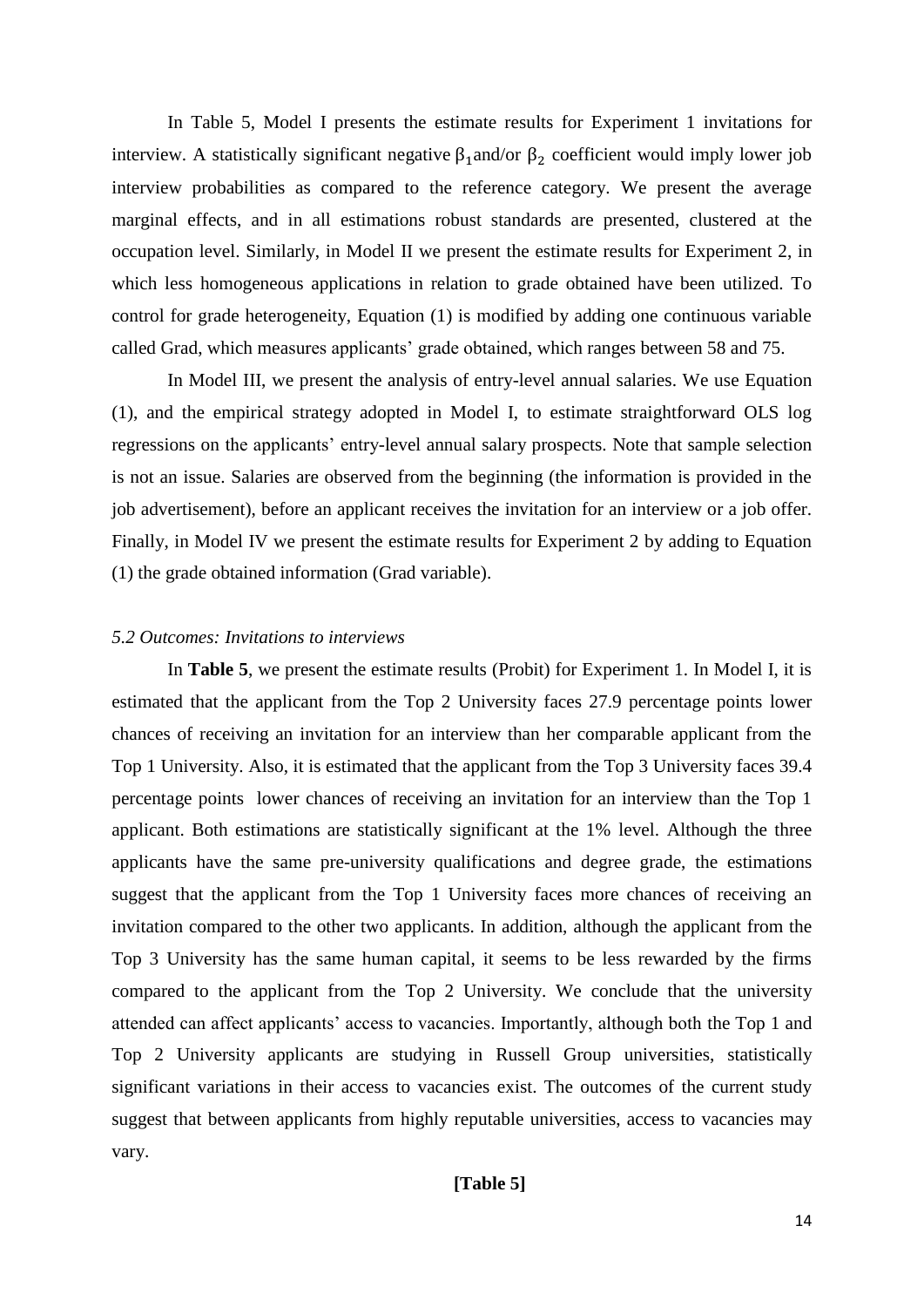In Table 5, Model I presents the estimate results for Experiment 1 invitations for interview. A statistically significant negative $\beta_1$and/or $\beta_2$ coefficient would imply lower job interview probabilities as compared to the reference category. We present the average marginal effects, and in all estimations robust standards are presented, clustered at the occupation level. Similarly, in Model II we present the estimate results for Experiment 2, in which less homogeneous applications in relation to grade obtained have been utilized. To control for grade heterogeneity, Equation (1) is modified by adding one continuous variable called Grad, which measures applicants' grade obtained, which ranges between 58 and 75.

In Model III, we present the analysis of entry-level annual salaries. We use Equation (1), and the empirical strategy adopted in Model I, to estimate straightforward OLS log regressions on the applicants' entry-level annual salary prospects. Note that sample selection is not an issue. Salaries are observed from the beginning (the information is provided in the job advertisement), before an applicant receives the invitation for an interview or a job offer. Finally, in Model IV we present the estimate results for Experiment 2 by adding to Equation (1) the grade obtained information (Grad variable).

### *5.2 Outcomes: Invitations to interviews*

In **Table 5**, we present the estimate results (Probit) for Experiment 1. In Model I, it is estimated that the applicant from the Top 2 University faces 27.9 percentage points lower chances of receiving an invitation for an interview than her comparable applicant from the Top 1 University. Also, it is estimated that the applicant from the Top 3 University faces 39.4 percentage points lower chances of receiving an invitation for an interview than the Top 1 applicant. Both estimations are statistically significant at the 1% level. Although the three applicants have the same pre-university qualifications and degree grade, the estimations suggest that the applicant from the Top 1 University faces more chances of receiving an invitation compared to the other two applicants. In addition, although the applicant from the Top 3 University has the same human capital, it seems to be less rewarded by the firms compared to the applicant from the Top 2 University. We conclude that the university attended can affect applicants' access to vacancies. Importantly, although both the Top 1 and Top 2 University applicants are studying in Russell Group universities, statistically significant variations in their access to vacancies exist. The outcomes of the current study suggest that between applicants from highly reputable universities, access to vacancies may vary.

**[Table 5]**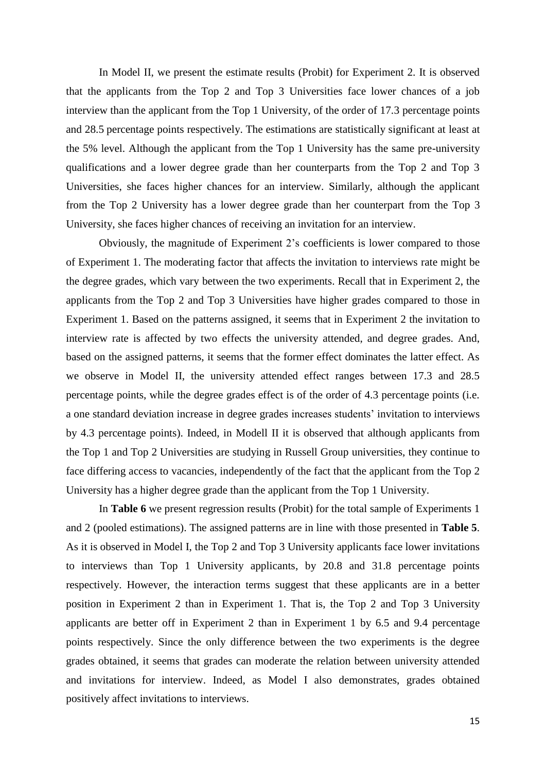In Model II, we present the estimate results (Probit) for Experiment 2. It is observed that the applicants from the Top 2 and Top 3 Universities face lower chances of a job interview than the applicant from the Top 1 University, of the order of 17.3 percentage points and 28.5 percentage points respectively. The estimations are statistically significant at least at the 5% level. Although the applicant from the Top 1 University has the same pre-university qualifications and a lower degree grade than her counterparts from the Top 2 and Top 3 Universities, she faces higher chances for an interview. Similarly, although the applicant from the Top 2 University has a lower degree grade than her counterpart from the Top 3 University, she faces higher chances of receiving an invitation for an interview.

Obviously, the magnitude of Experiment 2's coefficients is lower compared to those of Experiment 1. The moderating factor that affects the invitation to interviews rate might be the degree grades, which vary between the two experiments. Recall that in Experiment 2, the applicants from the Top 2 and Top 3 Universities have higher grades compared to those in Experiment 1. Based on the patterns assigned, it seems that in Experiment 2 the invitation to interview rate is affected by two effects the university attended, and degree grades. And, based on the assigned patterns, it seems that the former effect dominates the latter effect. As we observe in Model II, the university attended effect ranges between 17.3 and 28.5 percentage points, while the degree grades effect is of the order of 4.3 percentage points (i.e. a one standard deviation increase in degree grades increases students' invitation to interviews by 4.3 percentage points). Indeed, in Modell II it is observed that although applicants from the Top 1 and Top 2 Universities are studying in Russell Group universities, they continue to face differing access to vacancies, independently of the fact that the applicant from the Top 2 University has a higher degree grade than the applicant from the Top 1 University.

In **Table 6** we present regression results (Probit) for the total sample of Experiments 1 and 2 (pooled estimations). The assigned patterns are in line with those presented in **Table 5**. As it is observed in Model I, the Top 2 and Top 3 University applicants face lower invitations to interviews than Top 1 University applicants, by 20.8 and 31.8 percentage points respectively. However, the interaction terms suggest that these applicants are in a better position in Experiment 2 than in Experiment 1. That is, the Top 2 and Top 3 University applicants are better off in Experiment 2 than in Experiment 1 by 6.5 and 9.4 percentage points respectively. Since the only difference between the two experiments is the degree grades obtained, it seems that grades can moderate the relation between university attended and invitations for interview. Indeed, as Model I also demonstrates, grades obtained positively affect invitations to interviews.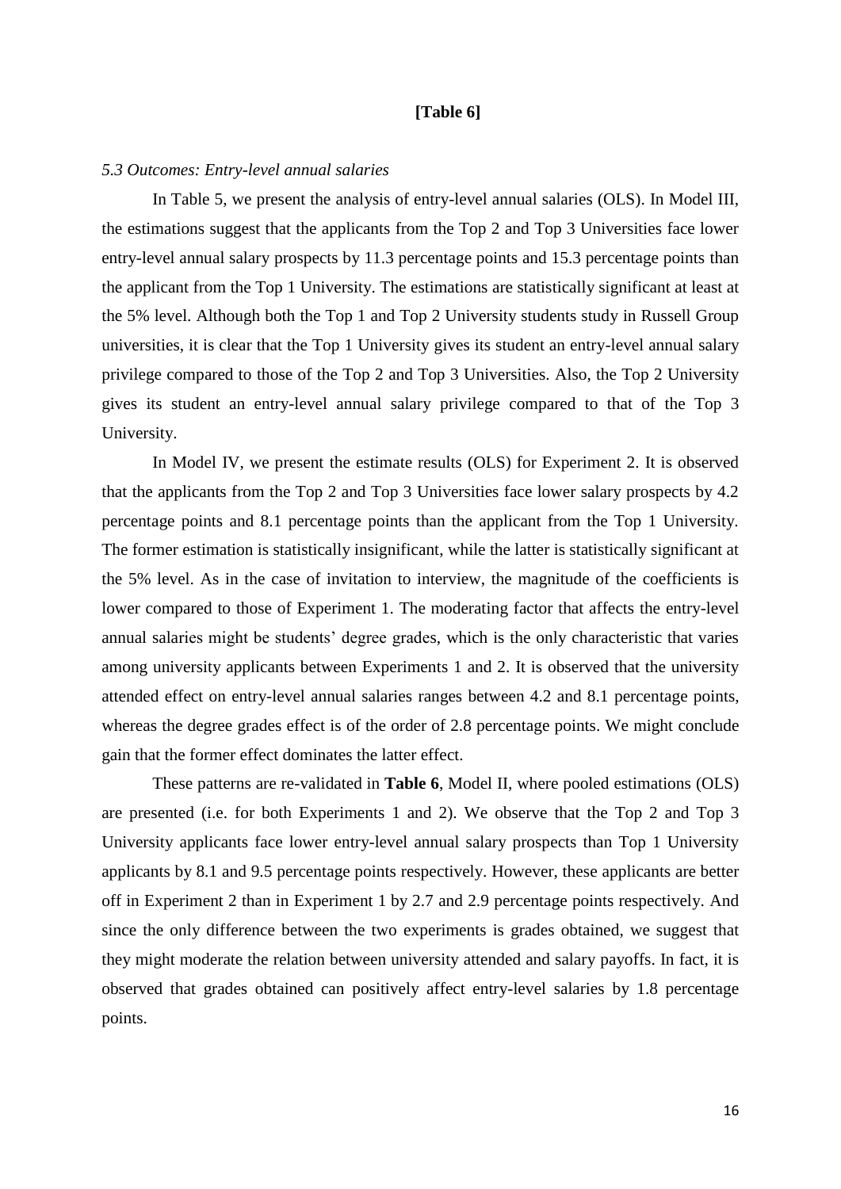**[Table 6]**

*5.3 Outcomes: Entry-level annual salaries*

In Table 5, we present the analysis of entry-level annual salaries (OLS). In Model III, the estimations suggest that the applicants from the Top 2 and Top 3 Universities face lower entry-level annual salary prospects by 11.3 percentage points and 15.3 percentage points than the applicant from the Top 1 University. The estimations are statistically significant at least at the 5% level. Although both the Top 1 and Top 2 University students study in Russell Group universities, it is clear that the Top 1 University gives its student an entry-level annual salary privilege compared to those of the Top 2 and Top 3 Universities. Also, the Top 2 University gives its student an entry-level annual salary privilege compared to that of the Top 3 University.

In Model IV, we present the estimate results (OLS) for Experiment 2. It is observed that the applicants from the Top 2 and Top 3 Universities face lower salary prospects by 4.2 percentage points and 8.1 percentage points than the applicant from the Top 1 University. The former estimation is statistically insignificant, while the latter is statistically significant at the 5% level. As in the case of invitation to interview, the magnitude of the coefficients is lower compared to those of Experiment 1. The moderating factor that affects the entry-level annual salaries might be students' degree grades, which is the only characteristic that varies among university applicants between Experiments 1 and 2. It is observed that the university attended effect on entry-level annual salaries ranges between 4.2 and 8.1 percentage points, whereas the degree grades effect is of the order of 2.8 percentage points. We might conclude gain that the former effect dominates the latter effect.

These patterns are re-validated in **Table 6**, Model II, where pooled estimations (OLS) are presented (i.e. for both Experiments 1 and 2). We observe that the Top 2 and Top 3 University applicants face lower entry-level annual salary prospects than Top 1 University applicants by 8.1 and 9.5 percentage points respectively. However, these applicants are better off in Experiment 2 than in Experiment 1 by 2.7 and 2.9 percentage points respectively. And since the only difference between the two experiments is grades obtained, we suggest that they might moderate the relation between university attended and salary payoffs. In fact, it is observed that grades obtained can positively affect entry-level salaries by 1.8 percentage points.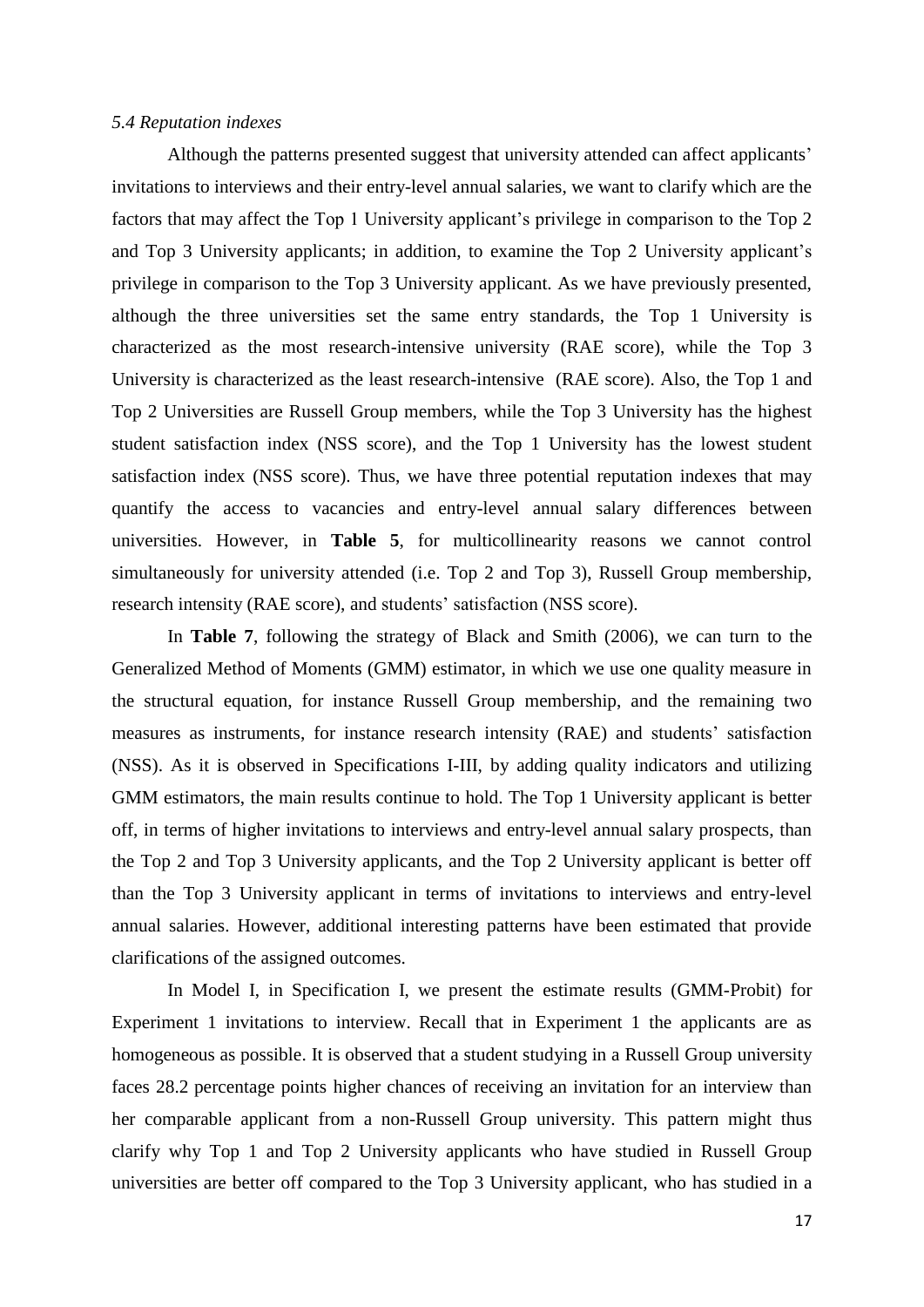*5.4 Reputation indexes*

Although the patterns presented suggest that university attended can affect applicants' invitations to interviews and their entry-level annual salaries, we want to clarify which are the factors that may affect the Top 1 University applicant's privilege in comparison to the Top 2 and Top 3 University applicants; in addition, to examine the Top 2 University applicant's privilege in comparison to the Top 3 University applicant. As we have previously presented, although the three universities set the same entry standards, the Top 1 University is characterized as the most research-intensive university (RAE score), while the Top 3 University is characterized as the least research-intensive (RAE score). Also, the Top 1 and Top 2 Universities are Russell Group members, while the Top 3 University has the highest student satisfaction index (NSS score), and the Top 1 University has the lowest student satisfaction index (NSS score). Thus, we have three potential reputation indexes that may quantify the access to vacancies and entry-level annual salary differences between universities. However, in **Table 5**, for multicollinearity reasons we cannot control simultaneously for university attended (i.e. Top 2 and Top 3), Russell Group membership, research intensity (RAE score), and students' satisfaction (NSS score).

In **Table 7**, following the strategy of Black and Smith (2006), we can turn to the Generalized Method of Moments (GMM) estimator, in which we use one quality measure in the structural equation, for instance Russell Group membership, and the remaining two measures as instruments, for instance research intensity (RAE) and students' satisfaction (NSS). As it is observed in Specifications I-III, by adding quality indicators and utilizing GMM estimators, the main results continue to hold. The Top 1 University applicant is better off, in terms of higher invitations to interviews and entry-level annual salary prospects, than the Top 2 and Top 3 University applicants, and the Top 2 University applicant is better off than the Top 3 University applicant in terms of invitations to interviews and entry-level annual salaries. However, additional interesting patterns have been estimated that provide clarifications of the assigned outcomes.

In Model I, in Specification I, we present the estimate results (GMM-Probit) for Experiment 1 invitations to interview. Recall that in Experiment 1 the applicants are as homogeneous as possible. It is observed that a student studying in a Russell Group university faces 28.2 percentage points higher chances of receiving an invitation for an interview than her comparable applicant from a non-Russell Group university. This pattern might thus clarify why Top 1 and Top 2 University applicants who have studied in Russell Group universities are better off compared to the Top 3 University applicant, who has studied in a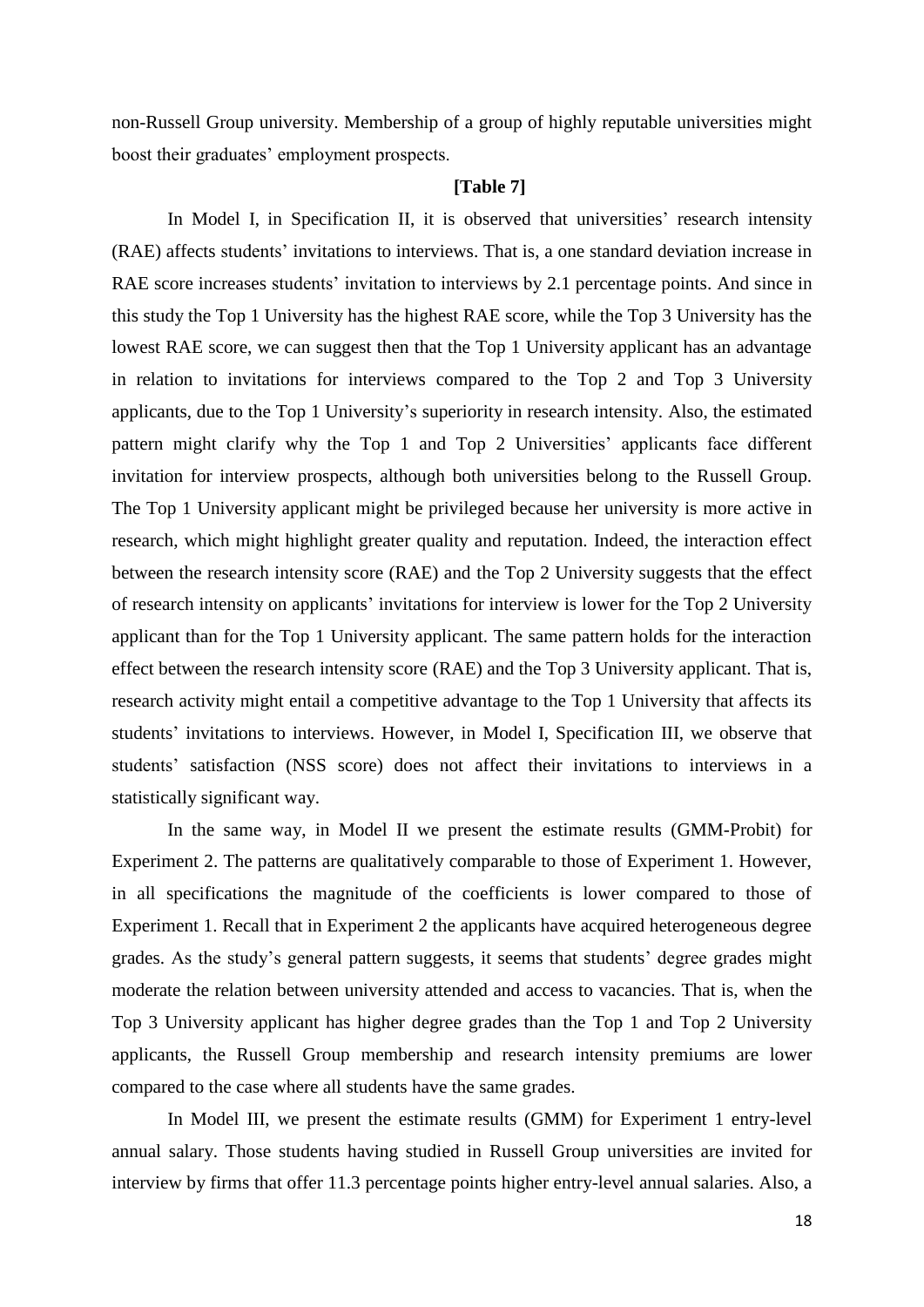non-Russell Group university. Membership of a group of highly reputable universities might boost their graduates' employment prospects.

**[Table 7]**

In Model I, in Specification II, it is observed that universities' research intensity (RAE) affects students' invitations to interviews. That is, a one standard deviation increase in RAE score increases students' invitation to interviews by 2.1 percentage points. And since in this study the Top 1 University has the highest RAE score, while the Top 3 University has the lowest RAE score, we can suggest then that the Top 1 University applicant has an advantage in relation to invitations for interviews compared to the Top 2 and Top 3 University applicants, due to the Top 1 University's superiority in research intensity. Also, the estimated pattern might clarify why the Top 1 and Top 2 Universities' applicants face different invitation for interview prospects, although both universities belong to the Russell Group. The Top 1 University applicant might be privileged because her university is more active in research, which might highlight greater quality and reputation. Indeed, the interaction effect between the research intensity score (RAE) and the Top 2 University suggests that the effect of research intensity on applicants' invitations for interview is lower for the Top 2 University applicant than for the Top 1 University applicant. The same pattern holds for the interaction effect between the research intensity score (RAE) and the Top 3 University applicant. That is, research activity might entail a competitive advantage to the Top 1 University that affects its students' invitations to interviews. However, in Model I, Specification III, we observe that students' satisfaction (NSS score) does not affect their invitations to interviews in a statistically significant way.

In the same way, in Model II we present the estimate results (GMM-Probit) for Experiment 2. The patterns are qualitatively comparable to those of Experiment 1. However, in all specifications the magnitude of the coefficients is lower compared to those of Experiment 1. Recall that in Experiment 2 the applicants have acquired heterogeneous degree grades. As the study's general pattern suggests, it seems that students' degree grades might moderate the relation between university attended and access to vacancies. That is, when the Top 3 University applicant has higher degree grades than the Top 1 and Top 2 University applicants, the Russell Group membership and research intensity premiums are lower compared to the case where all students have the same grades.

In Model III, we present the estimate results (GMM) for Experiment 1 entry-level annual salary. Those students having studied in Russell Group universities are invited for interview by firms that offer 11.3 percentage points higher entry-level annual salaries. Also, a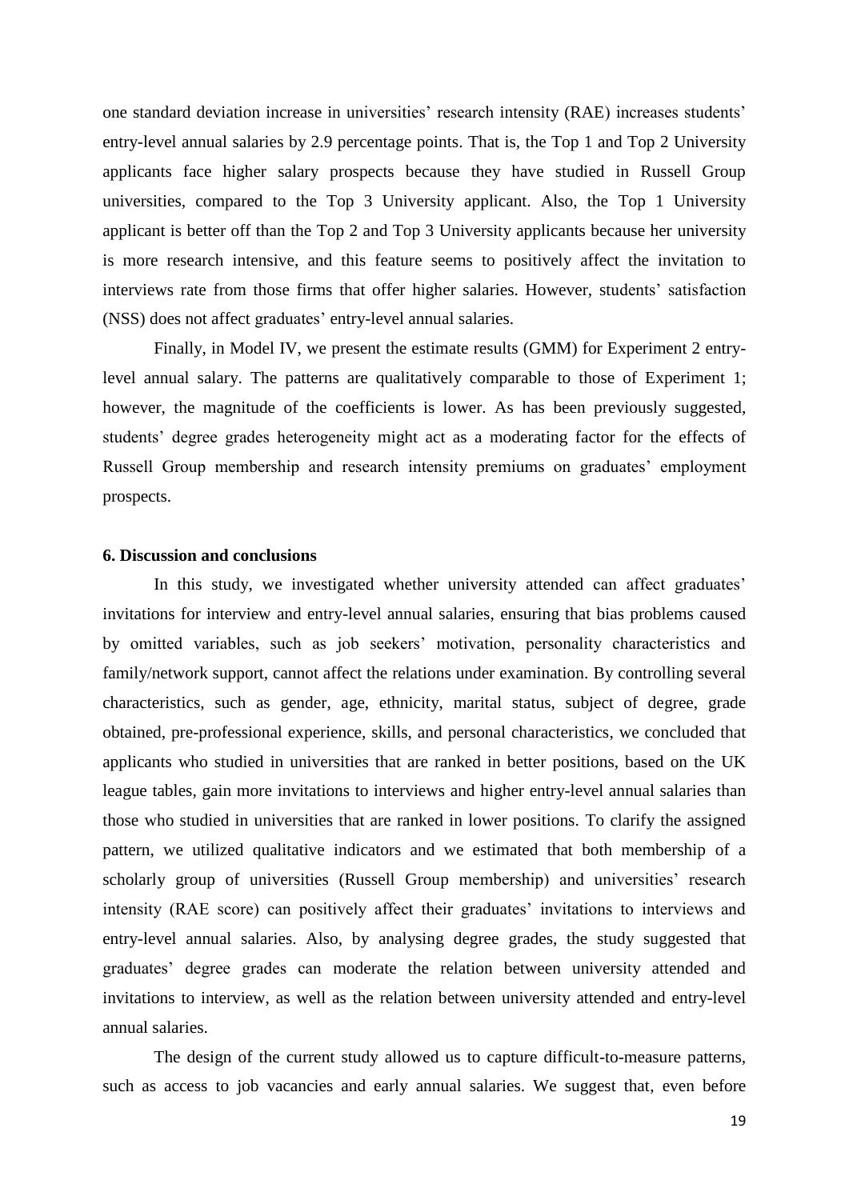one standard deviation increase in universities' research intensity (RAE) increases students' entry-level annual salaries by 2.9 percentage points. That is, the Top 1 and Top 2 University applicants face higher salary prospects because they have studied in Russell Group universities, compared to the Top 3 University applicant. Also, the Top 1 University applicant is better off than the Top 2 and Top 3 University applicants because her university is more research intensive, and this feature seems to positively affect the invitation to interviews rate from those firms that offer higher salaries. However, students' satisfaction (NSS) does not affect graduates' entry-level annual salaries.

Finally, in Model IV, we present the estimate results (GMM) for Experiment 2 entry-level annual salary. The patterns are qualitatively comparable to those of Experiment 1; however, the magnitude of the coefficients is lower. As has been previously suggested, students' degree grades heterogeneity might act as a moderating factor for the effects of Russell Group membership and research intensity premiums on graduates' employment prospects.

## 6. Discussion and conclusions

In this study, we investigated whether university attended can affect graduates' invitations for interview and entry-level annual salaries, ensuring that bias problems caused by omitted variables, such as job seekers' motivation, personality characteristics and family/network support, cannot affect the relations under examination. By controlling several characteristics, such as gender, age, ethnicity, marital status, subject of degree, grade obtained, pre-professional experience, skills, and personal characteristics, we concluded that applicants who studied in universities that are ranked in better positions, based on the UK league tables, gain more invitations to interviews and higher entry-level annual salaries than those who studied in universities that are ranked in lower positions. To clarify the assigned pattern, we utilized qualitative indicators and we estimated that both membership of a scholarly group of universities (Russell Group membership) and universities' research intensity (RAE score) can positively affect their graduates' invitations to interviews and entry-level annual salaries. Also, by analysing degree grades, the study suggested that graduates' degree grades can moderate the relation between university attended and invitations to interview, as well as the relation between university attended and entry-level annual salaries.

The design of the current study allowed us to capture difficult-to-measure patterns, such as access to job vacancies and early annual salaries. We suggest that, even before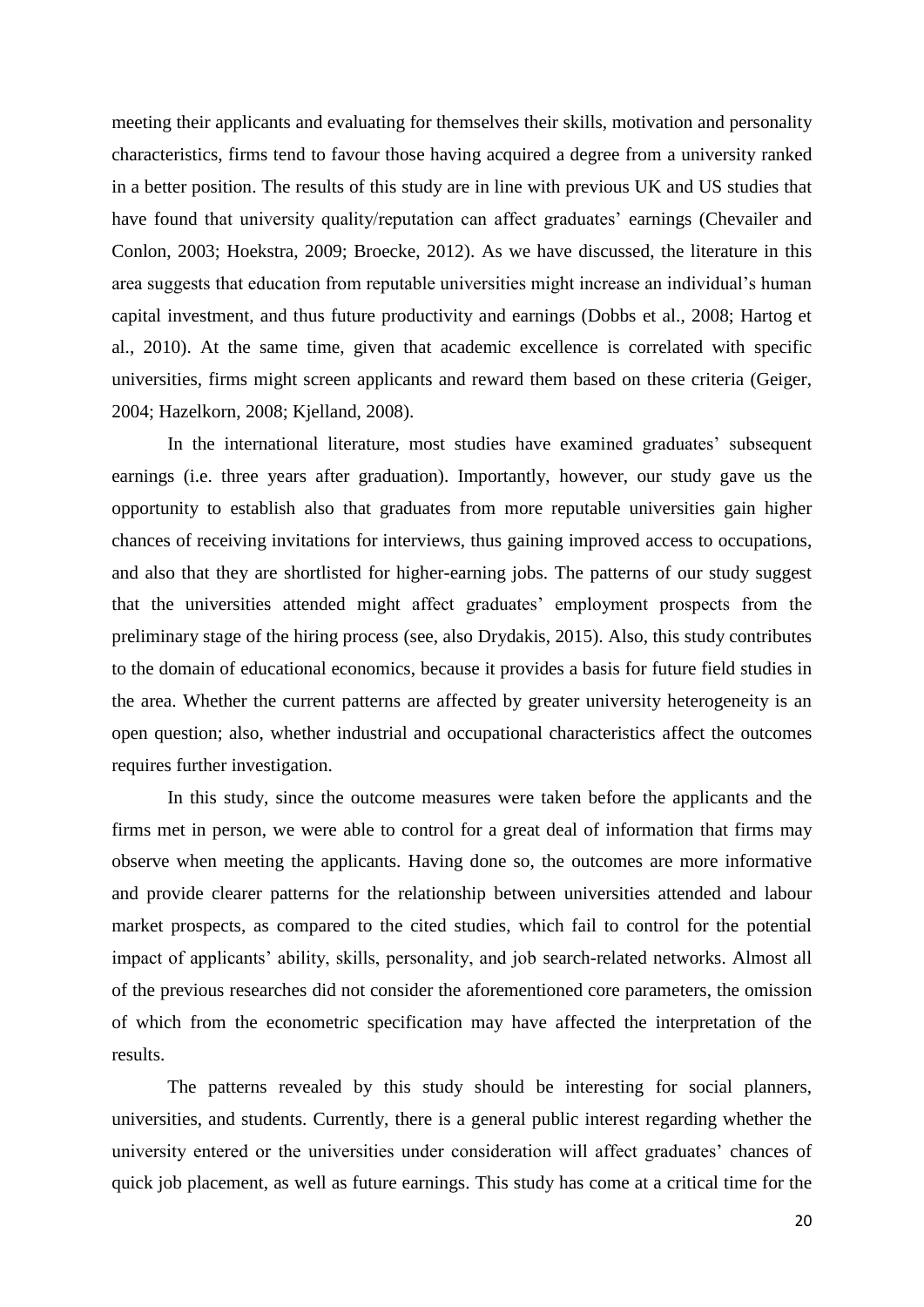meeting their applicants and evaluating for themselves their skills, motivation and personality characteristics, firms tend to favour those having acquired a degree from a university ranked in a better position. The results of this study are in line with previous UK and US studies that have found that university quality/reputation can affect graduates' earnings (Chevailer and Conlon, 2003; Hoekstra, 2009; Broecke, 2012). As we have discussed, the literature in this area suggests that education from reputable universities might increase an individual's human capital investment, and thus future productivity and earnings (Dobbs et al., 2008; Hartog et al., 2010). At the same time, given that academic excellence is correlated with specific universities, firms might screen applicants and reward them based on these criteria (Geiger, 2004; Hazelkorn, 2008; Kjelland, 2008).

In the international literature, most studies have examined graduates' subsequent earnings (i.e. three years after graduation). Importantly, however, our study gave us the opportunity to establish also that graduates from more reputable universities gain higher chances of receiving invitations for interviews, thus gaining improved access to occupations, and also that they are shortlisted for higher-earning jobs. The patterns of our study suggest that the universities attended might affect graduates' employment prospects from the preliminary stage of the hiring process (see, also Drydakis, 2015). Also, this study contributes to the domain of educational economics, because it provides a basis for future field studies in the area. Whether the current patterns are affected by greater university heterogeneity is an open question; also, whether industrial and occupational characteristics affect the outcomes requires further investigation.

In this study, since the outcome measures were taken before the applicants and the firms met in person, we were able to control for a great deal of information that firms may observe when meeting the applicants. Having done so, the outcomes are more informative and provide clearer patterns for the relationship between universities attended and labour market prospects, as compared to the cited studies, which fail to control for the potential impact of applicants' ability, skills, personality, and job search-related networks. Almost all of the previous researches did not consider the aforementioned core parameters, the omission of which from the econometric specification may have affected the interpretation of the results.

The patterns revealed by this study should be interesting for social planners, universities, and students. Currently, there is a general public interest regarding whether the university entered or the universities under consideration will affect graduates' chances of quick job placement, as well as future earnings. This study has come at a critical time for the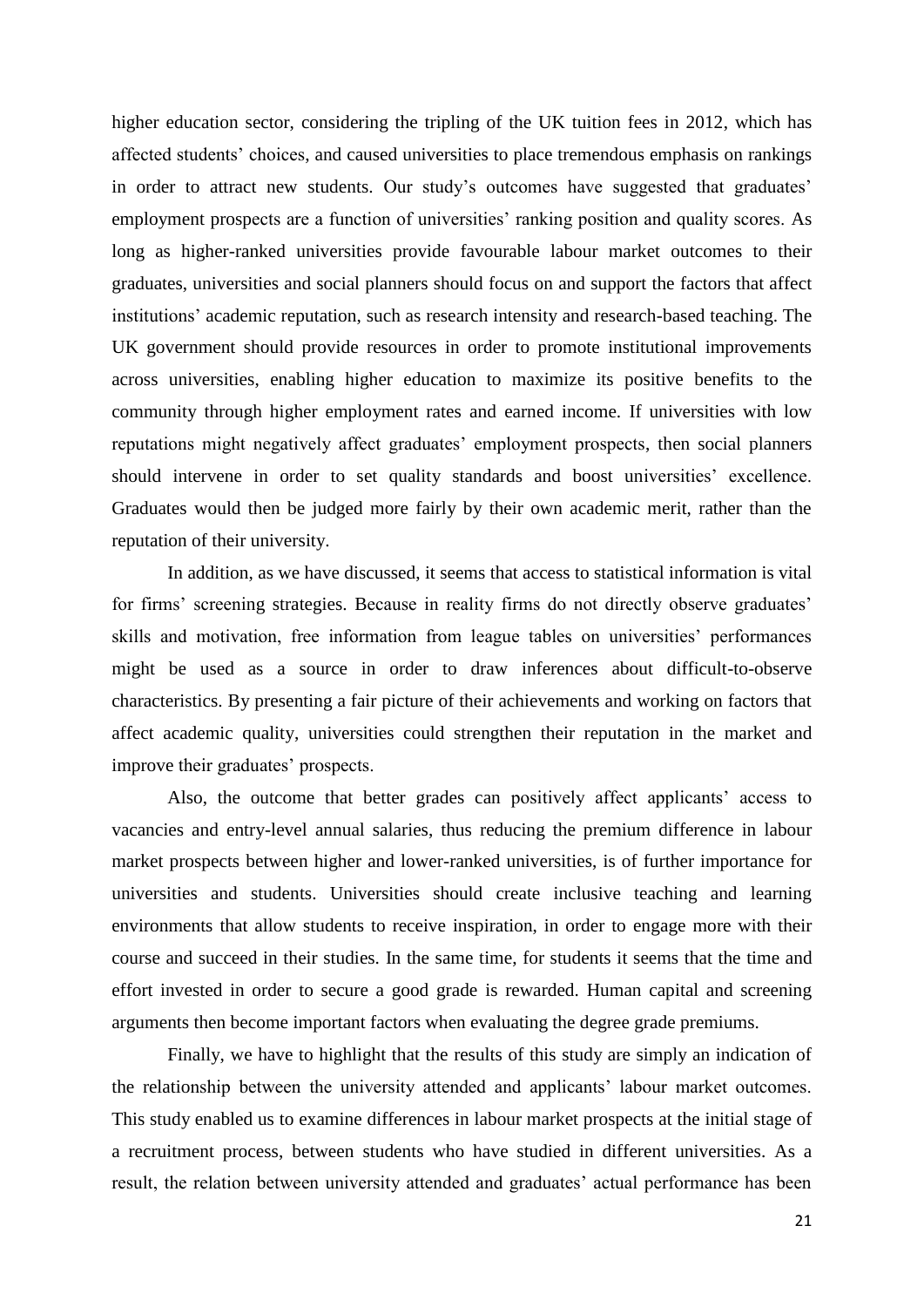higher education sector, considering the tripling of the UK tuition fees in 2012, which has affected students' choices, and caused universities to place tremendous emphasis on rankings in order to attract new students. Our study's outcomes have suggested that graduates' employment prospects are a function of universities' ranking position and quality scores. As long as higher-ranked universities provide favourable labour market outcomes to their graduates, universities and social planners should focus on and support the factors that affect institutions' academic reputation, such as research intensity and research-based teaching. The UK government should provide resources in order to promote institutional improvements across universities, enabling higher education to maximize its positive benefits to the community through higher employment rates and earned income. If universities with low reputations might negatively affect graduates' employment prospects, then social planners should intervene in order to set quality standards and boost universities' excellence. Graduates would then be judged more fairly by their own academic merit, rather than the reputation of their university.

In addition, as we have discussed, it seems that access to statistical information is vital for firms' screening strategies. Because in reality firms do not directly observe graduates' skills and motivation, free information from league tables on universities' performances might be used as a source in order to draw inferences about difficult-to-observe characteristics. By presenting a fair picture of their achievements and working on factors that affect academic quality, universities could strengthen their reputation in the market and improve their graduates' prospects.

Also, the outcome that better grades can positively affect applicants' access to vacancies and entry-level annual salaries, thus reducing the premium difference in labour market prospects between higher and lower-ranked universities, is of further importance for universities and students. Universities should create inclusive teaching and learning environments that allow students to receive inspiration, in order to engage more with their course and succeed in their studies. In the same time, for students it seems that the time and effort invested in order to secure a good grade is rewarded. Human capital and screening arguments then become important factors when evaluating the degree grade premiums.

Finally, we have to highlight that the results of this study are simply an indication of the relationship between the university attended and applicants' labour market outcomes. This study enabled us to examine differences in labour market prospects at the initial stage of a recruitment process, between students who have studied in different universities. As a result, the relation between university attended and graduates' actual performance has been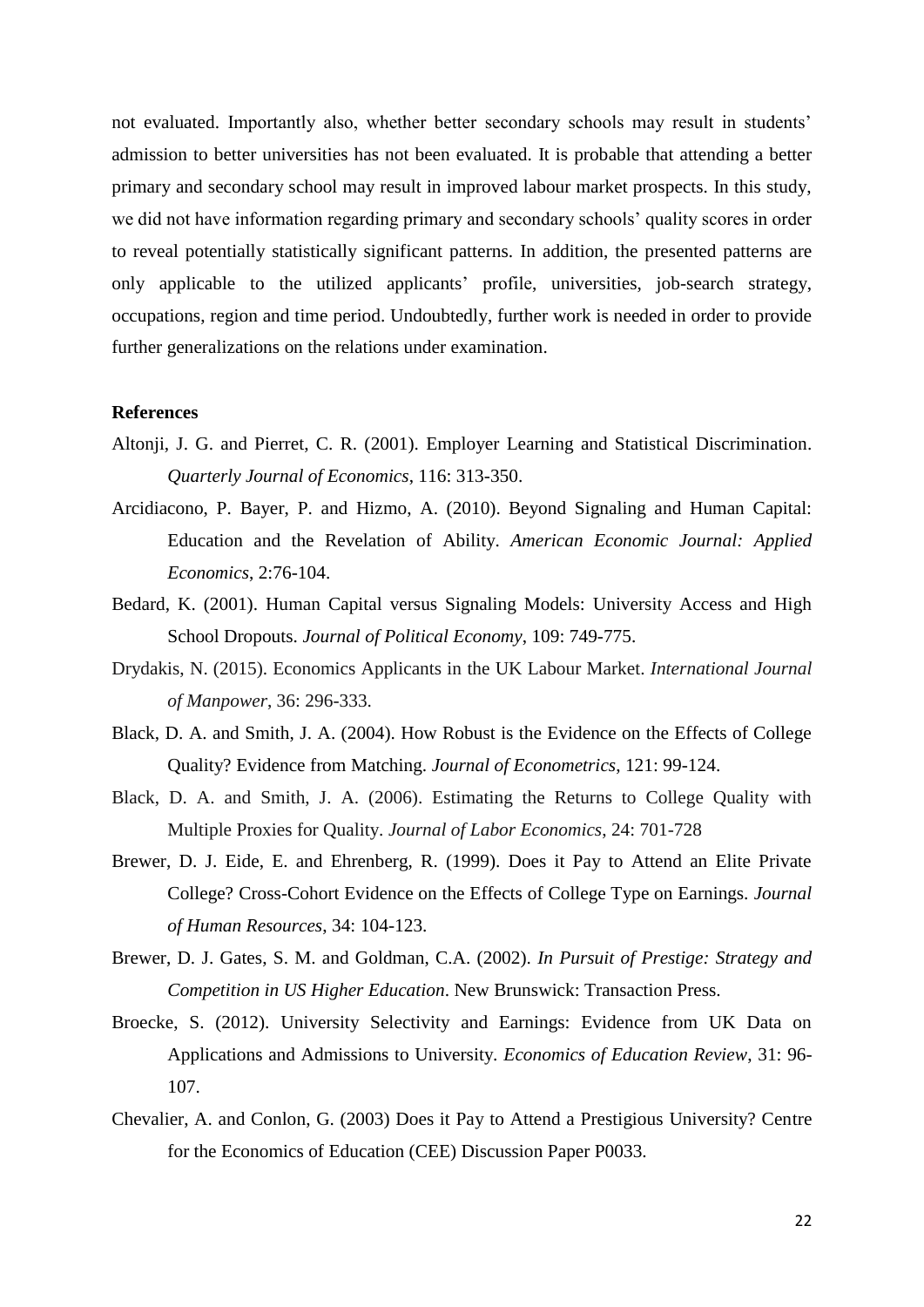not evaluated. Importantly also, whether better secondary schools may result in students' admission to better universities has not been evaluated. It is probable that attending a better primary and secondary school may result in improved labour market prospects. In this study, we did not have information regarding primary and secondary schools' quality scores in order to reveal potentially statistically significant patterns. In addition, the presented patterns are only applicable to the utilized applicants' profile, universities, job-search strategy, occupations, region and time period. Undoubtedly, further work is needed in order to provide further generalizations on the relations under examination.

**References**

Altonji, J. G. and Pierret, C. R. (2001). Employer Learning and Statistical Discrimination. *Quarterly Journal of Economics*, 116: 313-350.

Arcidiacono, P. Bayer, P. and Hizmo, A. (2010). Beyond Signaling and Human Capital: Education and the Revelation of Ability. *American Economic Journal: Applied Economics*, 2:76-104.

Bedard, K. (2001). Human Capital versus Signaling Models: University Access and High School Dropouts. *Journal of Political Economy*, 109: 749-775.

Drydakis, N. (2015). Economics Applicants in the UK Labour Market. *International Journal of Manpower*, 36: 296-333.

Black, D. A. and Smith, J. A. (2004). How Robust is the Evidence on the Effects of College Quality? Evidence from Matching. *Journal of Econometrics*, 121: 99-124.

Black, D. A. and Smith, J. A. (2006). Estimating the Returns to College Quality with Multiple Proxies for Quality. *Journal of Labor Economics*, 24: 701-728

Brewer, D. J. Eide, E. and Ehrenberg, R. (1999). Does it Pay to Attend an Elite Private College? Cross-Cohort Evidence on the Effects of College Type on Earnings. *Journal of Human Resources*, 34: 104-123.

Brewer, D. J. Gates, S. M. and Goldman, C.A. (2002). *In Pursuit of Prestige: Strategy and Competition in US Higher Education*. New Brunswick: Transaction Press.

Broecke, S. (2012). University Selectivity and Earnings: Evidence from UK Data on Applications and Admissions to University. *Economics of Education Review*, 31: 96-107.

Chevalier, A. and Conlon, G. (2003) Does it Pay to Attend a Prestigious University? Centre for the Economics of Education (CEE) Discussion Paper P0033.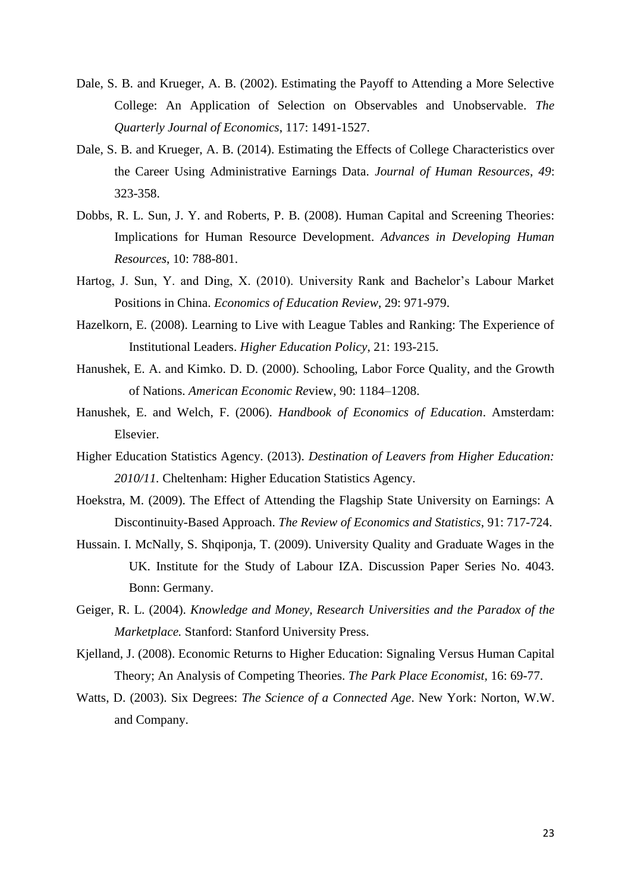Dale, S. B. and Krueger, A. B. (2002). Estimating the Payoff to Attending a More Selective College: An Application of Selection on Observables and Unobservable. *The Quarterly Journal of Economics*, 117: 1491-1527.

Dale, S. B. and Krueger, A. B. (2014). Estimating the Effects of College Characteristics over the Career Using Administrative Earnings Data. *Journal of Human Resources*, *49*: 323-358.

Dobbs, R. L. Sun, J. Y. and Roberts, P. B. (2008). Human Capital and Screening Theories: Implications for Human Resource Development. *Advances in Developing Human Resources*, 10: 788-801.

Hartog, J. Sun, Y. and Ding, X. (2010). University Rank and Bachelor's Labour Market Positions in China. *Economics of Education Review*, 29: 971-979.

Hazelkorn, E. (2008). Learning to Live with League Tables and Ranking: The Experience of Institutional Leaders. *Higher Education Policy*, 21: 193-215.

Hanushek, E. A. and Kimko. D. D. (2000). Schooling, Labor Force Quality, and the Growth of Nations. *American Economic Re*view, 90: 1184–1208.

Hanushek, E. and Welch, F. (2006). *Handbook of Economics of Education*. Amsterdam: Elsevier.

Higher Education Statistics Agency. (2013). *Destination of Leavers from Higher Education: 2010/11.* Cheltenham: Higher Education Statistics Agency.

Hoekstra, M. (2009). The Effect of Attending the Flagship State University on Earnings: A Discontinuity-Based Approach. *The Review of Economics and Statistics*, 91: 717-724.

Hussain. I. McNally, S. Shqiponja, T. (2009). University Quality and Graduate Wages in the UK. Institute for the Study of Labour IZA. Discussion Paper Series No. 4043. Bonn: Germany.

Geiger, R. L. (2004). *Knowledge and Money, Research Universities and the Paradox of the Marketplace.* Stanford: Stanford University Press.

Kjelland, J. (2008). Economic Returns to Higher Education: Signaling Versus Human Capital Theory; An Analysis of Competing Theories. *The Park Place Economist,* 16: 69-77.

Watts, D. (2003). Six Degrees: *The Science of a Connected Age*. New York: Norton, W.W. and Company.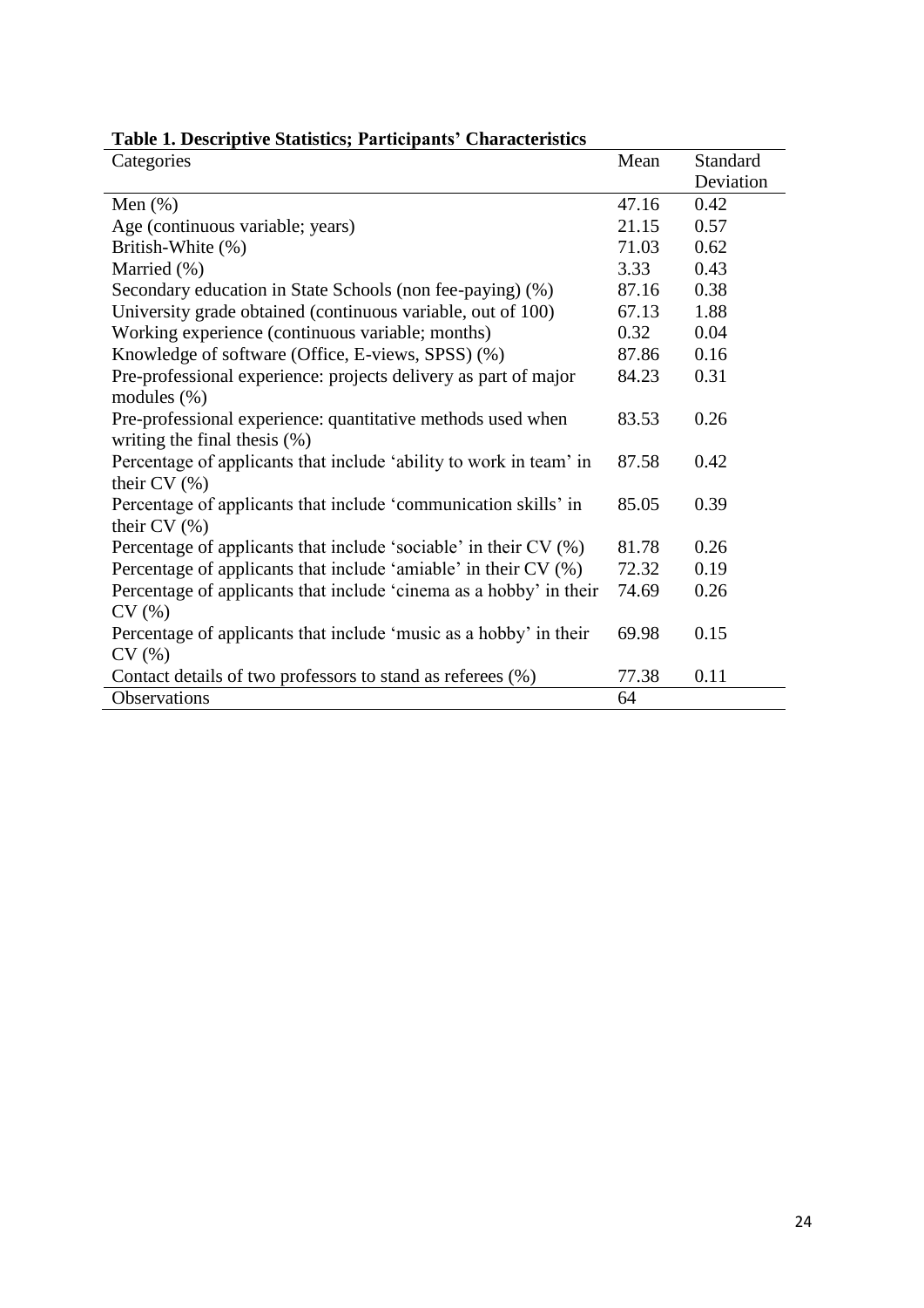**Table 1. Descriptive Statistics; Participants' Characteristics**

| Categories | Mean | Standard Deviation |
|---|---|---|
| Men (%) | 47.16 | 0.42 |
| Age (continuous variable; years) | 21.15 | 0.57 |
| British-White (%) | 71.03 | 0.62 |
| Married (%) | 3.33 | 0.43 |
| Secondary education in State Schools (non fee-paying) (%) | 87.16 | 0.38 |
| University grade obtained (continuous variable, out of 100) | 67.13 | 1.88 |
| Working experience (continuous variable; months) | 0.32 | 0.04 |
| Knowledge of software (Office, E-views, SPSS) (%) | 87.86 | 0.16 |
| Pre-professional experience: projects delivery as part of major modules (%) | 84.23 | 0.31 |
| Pre-professional experience: quantitative methods used when writing the final thesis (%) | 83.53 | 0.26 |
| Percentage of applicants that include 'ability to work in team' in their CV (%) | 87.58 | 0.42 |
| Percentage of applicants that include 'communication skills' in their CV (%) | 85.05 | 0.39 |
| Percentage of applicants that include 'sociable' in their CV (%) | 81.78 | 0.26 |
| Percentage of applicants that include 'amiable' in their CV (%) | 72.32 | 0.19 |
| Percentage of applicants that include 'cinema as a hobby' in their CV (%) | 74.69 | 0.26 |
| Percentage of applicants that include 'music as a hobby' in their CV (%) | 69.98 | 0.15 |
| Contact details of two professors to stand as referees (%) | 77.38 | 0.11 |
| Observations | 64 | |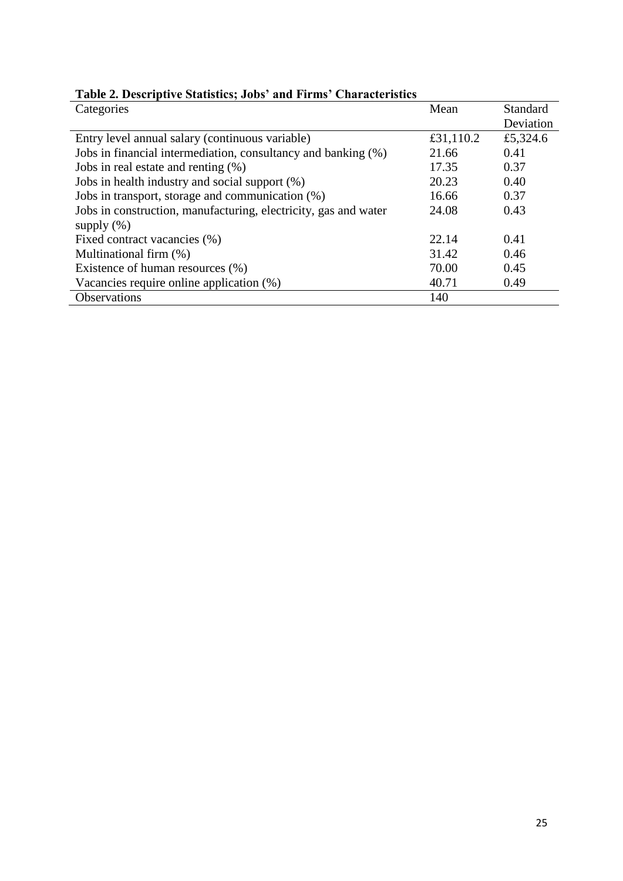**Table 2. Descriptive Statistics; Jobs' and Firms' Characteristics**

| Categories | Mean | Standard Deviation |
|---|---|---|
| Entry level annual salary (continuous variable) | £31,110.2 | £5,324.6 |
| Jobs in financial intermediation, consultancy and banking (%) | 21.66 | 0.41 |
| Jobs in real estate and renting (%) | 17.35 | 0.37 |
| Jobs in health industry and social support (%) | 20.23 | 0.40 |
| Jobs in transport, storage and communication (%) | 16.66 | 0.37 |
| Jobs in construction, manufacturing, electricity, gas and water supply (%) | 24.08 | 0.43 |
| Fixed contract vacancies (%) | 22.14 | 0.41 |
| Multinational firm (%) | 31.42 | 0.46 |
| Existence of human resources (%) | 70.00 | 0.45 |
| Vacancies require online application (%) | 40.71 | 0.49 |
| Observations | 140 | |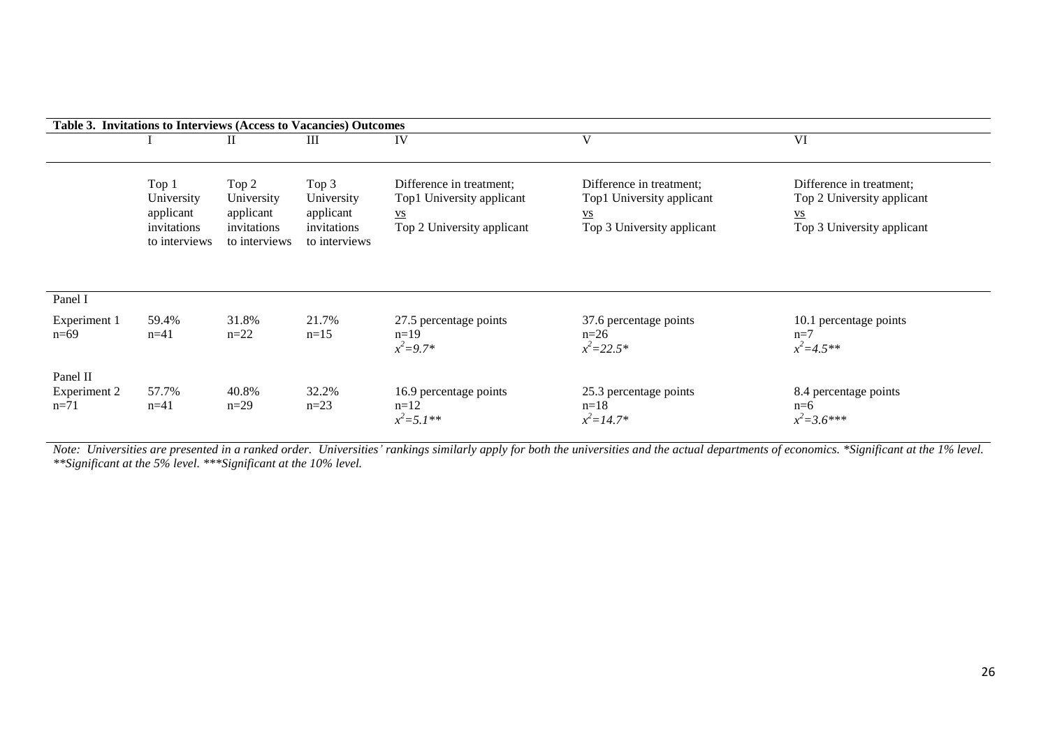**Table 3. Invitations to Interviews (Access to Vacancies) Outcomes**

| | I | II | III | IV | V | VI |
|---|---|---|---|---|---|---|
| | Top 1 University applicant invitations to interviews | Top 2 University applicant invitations to interviews | Top 3 University applicant invitations to interviews | Difference in treatment; Top1 University applicant vs Top 2 University applicant | Difference in treatment; Top1 University applicant vs Top 3 University applicant | Difference in treatment; Top 2 University applicant vs Top 3 University applicant |
| Panel I | | | | | | |
| Experiment 1 n=69 | 59.4% n=41 | 31.8% n=22 | 21.7% n=15 | 27.5 percentage points n=19 $x^2$=9.7* | 37.6 percentage points n=26 $x^2$=22.5* | 10.1 percentage points n=7 $x^2$=4.5** |
| Panel II | | | | | | |
| Experiment 2 n=71 | 57.7% n=41 | 40.8% n=29 | 32.2% n=23 | 16.9 percentage points n=12 $x^2$=5.1** | 25.3 percentage points n=18 $x^2$=14.7* | 8.4 percentage points n=6 $x^2$=3.6*** |

*Note: Universities are presented in a ranked order. Universities' rankings similarly apply for both the universities and the actual departments of economics. *Significant at the 1% level. **Significant at the 5% level. ***Significant at the 10% level.*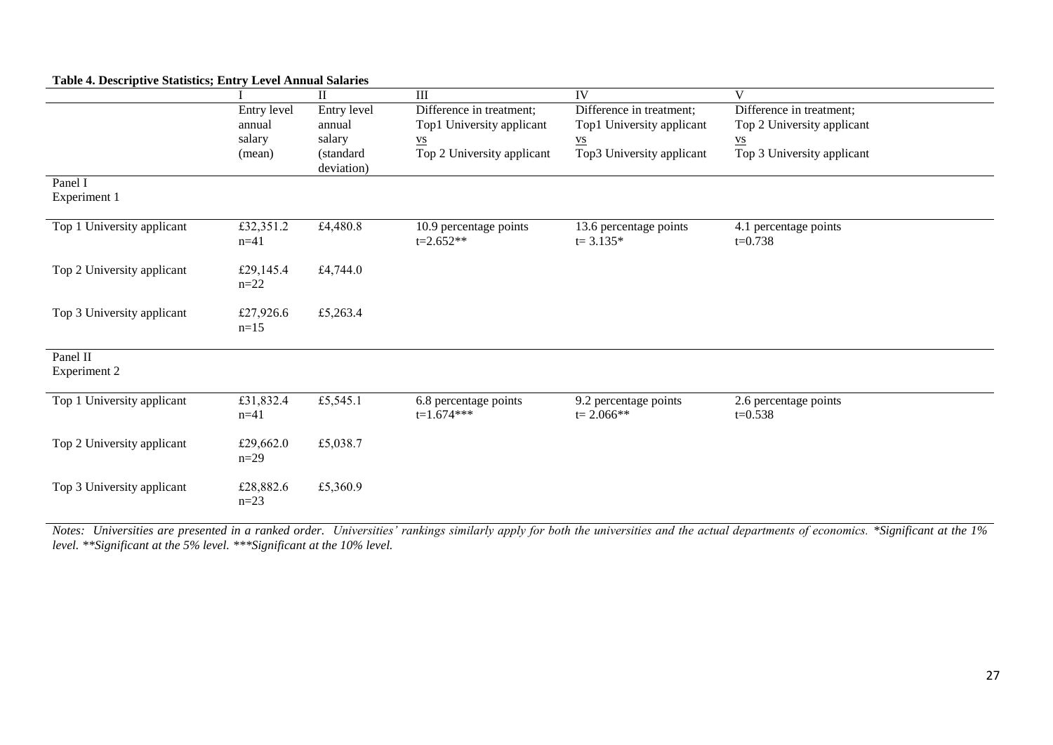**Table 4. Descriptive Statistics; Entry Level Annual Salaries**

| | I | II | III | IV | V |
|---|---|---|---|---|---|
| | Entry level annual salary (mean) | Entry level annual salary (standard deviation) | Difference in treatment; Top1 University applicant vs Top 2 University applicant | Difference in treatment; Top1 University applicant vs Top3 University applicant | Difference in treatment; Top 2 University applicant vs Top 3 University applicant |
| Panel I Experiment 1 | | | | | |
| Top 1 University applicant | £32,351.2 n=41 | £4,480.8 | 10.9 percentage points t=2.652** | 13.6 percentage points t= 3.135* | 4.1 percentage points t=0.738 |
| Top 2 University applicant | £29,145.4 n=22 | £4,744.0 | | | |
| Top 3 University applicant | £27,926.6 n=15 | £5,263.4 | | | |
| Panel II Experiment 2 | | | | | |
| Top 1 University applicant | £31,832.4 n=41 | £5,545.1 | 6.8 percentage points t=1.674*** | 9.2 percentage points t= 2.066** | 2.6 percentage points t=0.538 |
| Top 2 University applicant | £29,662.0 n=29 | £5,038.7 | | | |
| Top 3 University applicant | £28,882.6 n=23 | £5,360.9 | | | |

*Notes: Universities are presented in a ranked order. Universities' rankings similarly apply for both the universities and the actual departments of economics. *Significant at the 1% level. **Significant at the 5% level. ***Significant at the 10% level.*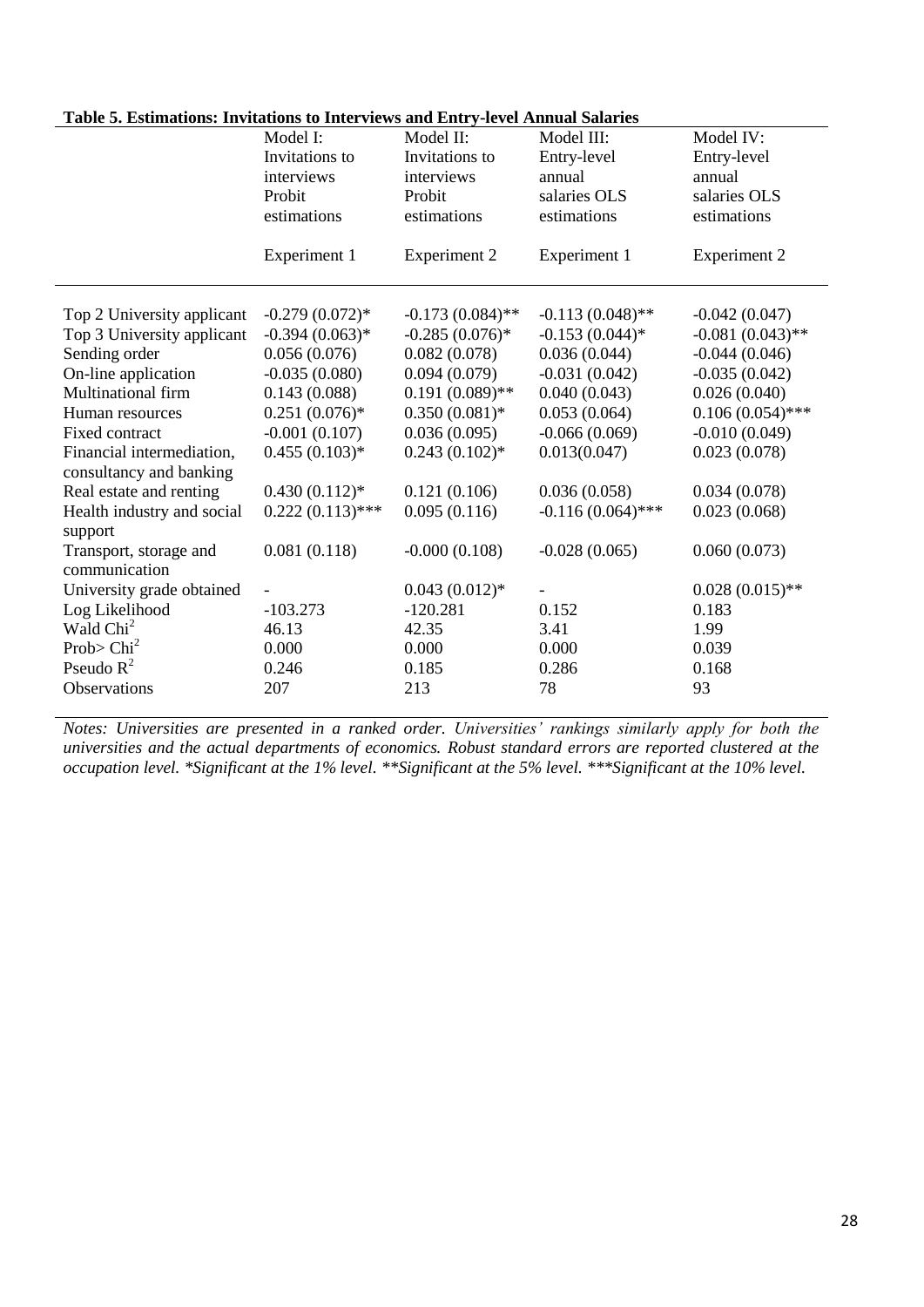**Table 5. Estimations: Invitations to Interviews and Entry-level Annual Salaries**

| | Model I: Invitations to interviews Probit estimations | Model II: Invitations to interviews Probit estimations | Model III: Entry-level annual salaries OLS estimations | Model IV: Entry-level annual salaries OLS estimations |
|---|---|---|---|---|
| | Experiment 1 | Experiment 2 | Experiment 1 | Experiment 2 |
| Top 2 University applicant | -0.279 (0.072)* | -0.173 (0.084)** | -0.113 (0.048)** | -0.042 (0.047) |
| Top 3 University applicant | -0.394 (0.063)* | -0.285 (0.076)* | -0.153 (0.044)* | -0.081 (0.043)** |
| Sending order | 0.056 (0.076) | 0.082 (0.078) | 0.036 (0.044) | -0.044 (0.046) |
| On-line application | -0.035 (0.080) | 0.094 (0.079) | -0.031 (0.042) | -0.035 (0.042) |
| Multinational firm | 0.143 (0.088) | 0.191 (0.089)** | 0.040 (0.043) | 0.026 (0.040) |
| Human resources | 0.251 (0.076)* | 0.350 (0.081)* | 0.053 (0.064) | 0.106 (0.054)*** |
| Fixed contract | -0.001 (0.107) | 0.036 (0.095) | -0.066 (0.069) | -0.010 (0.049) |
| Financial intermediation, consultancy and banking | 0.455 (0.103)* | 0.243 (0.102)* | 0.013(0.047) | 0.023 (0.078) |
| Real estate and renting | 0.430 (0.112)* | 0.121 (0.106) | 0.036 (0.058) | 0.034 (0.078) |
| Health industry and social support | 0.222 (0.113)*** | 0.095 (0.116) | -0.116 (0.064)*** | 0.023 (0.068) |
| Transport, storage and communication | 0.081 (0.118) | -0.000 (0.108) | -0.028 (0.065) | 0.060 (0.073) |
| University grade obtained | - | 0.043 (0.012)* | - | 0.028 (0.015)** |
| Log Likelihood | -103.273 | -120.281 | 0.152 | 0.183 |
| Wald $Chi^2$ | 46.13 | 42.35 | 3.41 | 1.99 |
| Prob> $Chi^2$ | 0.000 | 0.000 | 0.000 | 0.039 |
| Pseudo $R^2$ | 0.246 | 0.185 | 0.286 | 0.168 |
| Observations | 207 | 213 | 78 | 93 |

*Notes: Universities are presented in a ranked order. Universities' rankings similarly apply for both the universities and the actual departments of economics. Robust standard errors are reported clustered at the occupation level. \*Significant at the 1% level. \*\*Significant at the 5% level. \*\*\*Significant at the 10% level.*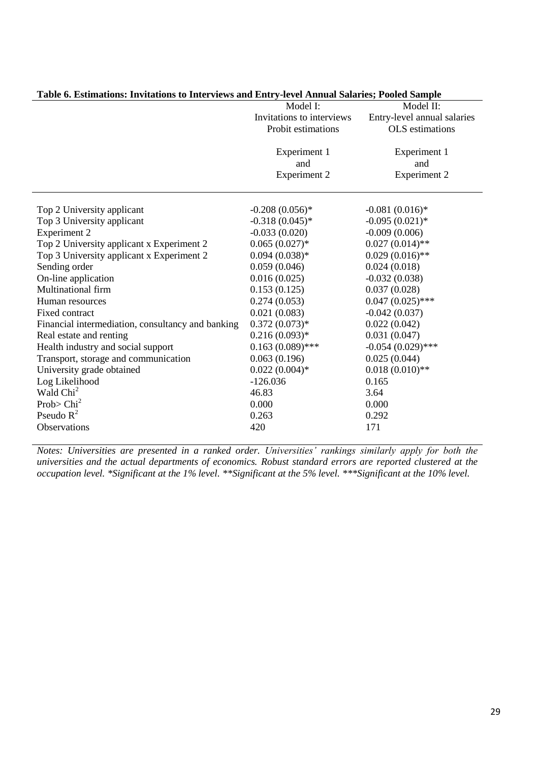**Table 6. Estimations: Invitations to Interviews and Entry-level Annual Salaries; Pooled Sample**

| | Model I: Invitations to interviews Probit estimations | Model II: Entry-level annual salaries OLS estimations |
|---|---|---|
| | Experiment 1 and Experiment 2 | Experiment 1 and Experiment 2 |
| Top 2 University applicant | -0.208 (0.056)* | -0.081 (0.016)* |
| Top 3 University applicant | -0.318 (0.045)* | -0.095 (0.021)* |
| Experiment 2 | -0.033 (0.020) | -0.009 (0.006) |
| Top 2 University applicant x Experiment 2 | 0.065 (0.027)* | 0.027 (0.014)** |
| Top 3 University applicant x Experiment 2 | 0.094 (0.038)* | 0.029 (0.016)** |
| Sending order | 0.059 (0.046) | 0.024 (0.018) |
| On-line application | 0.016 (0.025) | -0.032 (0.038) |
| Multinational firm | 0.153 (0.125) | 0.037 (0.028) |
| Human resources | 0.274 (0.053) | 0.047 (0.025)*** |
| Fixed contract | 0.021 (0.083) | -0.042 (0.037) |
| Financial intermediation, consultancy and banking | 0.372 (0.073)* | 0.022 (0.042) |
| Real estate and renting | 0.216 (0.093)* | 0.031 (0.047) |
| Health industry and social support | 0.163 (0.089)*** | -0.054 (0.029)*** |
| Transport, storage and communication | 0.063 (0.196) | 0.025 (0.044) |
| University grade obtained | 0.022 (0.004)* | 0.018 (0.010)** |
| Log Likelihood | -126.036 | 0.165 |
| Wald $Chi^2$ | 46.83 | 3.64 |
| Prob> $Chi^2$ | 0.000 | 0.000 |
| Pseudo $R^2$ | 0.263 | 0.292 |
| Observations | 420 | 171 |

*Notes: Universities are presented in a ranked order. Universities' rankings similarly apply for both the universities and the actual departments of economics. Robust standard errors are reported clustered at the occupation level. *Significant at the 1% level. **Significant at the 5% level. ***Significant at the 10% level.*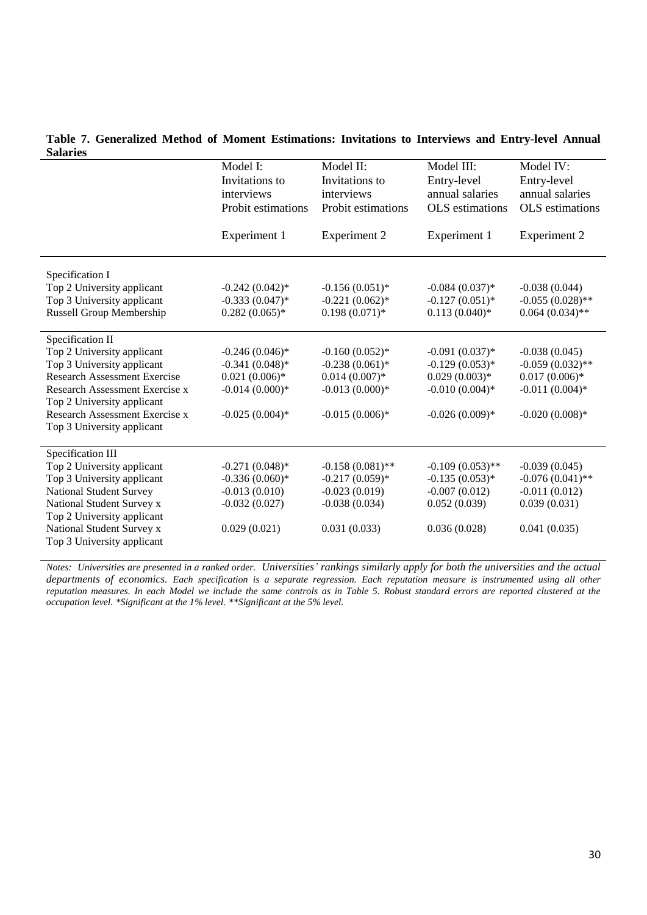**Table 7. Generalized Method of Moment Estimations: Invitations to Interviews and Entry-level Annual Salaries**

| | Model I: Invitations to interviews Probit estimations | Model II: Invitations to interviews Probit estimations | Model III: Entry-level annual salaries OLS estimations | Model IV: Entry-level annual salaries OLS estimations |
|---|---|---|---|---|
| | Experiment 1 | Experiment 2 | Experiment 1 | Experiment 2 |
| Specification I | | | | |
| Top 2 University applicant | -0.242 (0.042)* | -0.156 (0.051)* | -0.084 (0.037)* | -0.038 (0.044) |
| Top 3 University applicant | -0.333 (0.047)* | -0.221 (0.062)* | -0.127 (0.051)* | -0.055 (0.028)** |
| Russell Group Membership | 0.282 (0.065)* | 0.198 (0.071)* | 0.113 (0.040)* | 0.064 (0.034)** |
| Specification II | | | | |
| Top 2 University applicant | -0.246 (0.046)* | -0.160 (0.052)* | -0.091 (0.037)* | -0.038 (0.045) |
| Top 3 University applicant | -0.341 (0.048)* | -0.238 (0.061)* | -0.129 (0.053)* | -0.059 (0.032)** |
| Research Assessment Exercise | 0.021 (0.006)* | 0.014 (0.007)* | 0.029 (0.003)* | 0.017 (0.006)* |
| Research Assessment Exercise x Top 2 University applicant | -0.014 (0.000)* | -0.013 (0.000)* | -0.010 (0.004)* | -0.011 (0.004)* |
| Research Assessment Exercise x Top 3 University applicant | -0.025 (0.004)* | -0.015 (0.006)* | -0.026 (0.009)* | -0.020 (0.008)* |
| Specification III | | | | |
| Top 2 University applicant | -0.271 (0.048)* | -0.158 (0.081)** | -0.109 (0.053)** | -0.039 (0.045) |
| Top 3 University applicant | -0.336 (0.060)* | -0.217 (0.059)* | -0.135 (0.053)* | -0.076 (0.041)** |
| National Student Survey | -0.013 (0.010) | -0.023 (0.019) | -0.007 (0.012) | -0.011 (0.012) |
| National Student Survey x Top 2 University applicant | -0.032 (0.027) | -0.038 (0.034) | 0.052 (0.039) | 0.039 (0.031) |
| National Student Survey x Top 3 University applicant | 0.029 (0.021) | 0.031 (0.033) | 0.036 (0.028) | 0.041 (0.035) |

*Notes: Universities are presented in a ranked order. Universities' rankings similarly apply for both the universities and the actual departments of economics. Each specification is a separate regression. Each reputation measure is instrumented using all other reputation measures. In each Model we include the same controls as in Table 5. Robust standard errors are reported clustered at the occupation level. *Significant at the 1% level. **Significant at the 5% level.*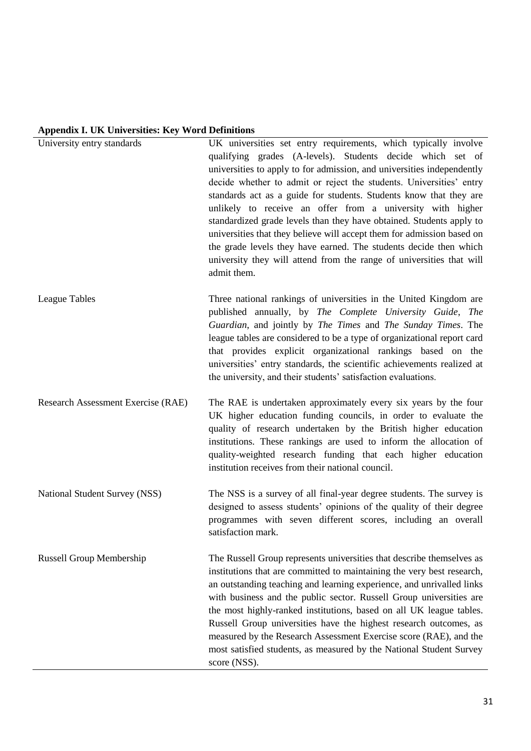**Appendix I. UK Universities: Key Word Definitions**

| | |
|---|---|
| University entry standards | UK universities set entry requirements, which typically involve qualifying grades (A-levels). Students decide which set of universities to apply to for admission, and universities independently decide whether to admit or reject the students. Universities' entry standards act as a guide for students. Students know that they are unlikely to receive an offer from a university with higher standardized grade levels than they have obtained. Students apply to universities that they believe will accept them for admission based on the grade levels they have earned. The students decide then which university they will attend from the range of universities that will admit them. |
| League Tables | Three national rankings of universities in the United Kingdom are published annually, by *The Complete University Guide*, *The Guardian*, and jointly by *The Times* and *The Sunday Times*. The league tables are considered to be a type of organizational report card that provides explicit organizational rankings based on the universities' entry standards, the scientific achievements realized at the university, and their students' satisfaction evaluations. |
| Research Assessment Exercise (RAE) | The RAE is undertaken approximately every six years by the four UK higher education funding councils, in order to evaluate the quality of research undertaken by the British higher education institutions. These rankings are used to inform the allocation of quality-weighted research funding that each higher education institution receives from their national council. |
| National Student Survey (NSS) | The NSS is a survey of all final-year degree students. The survey is designed to assess students' opinions of the quality of their degree programmes with seven different scores, including an overall satisfaction mark. |
| Russell Group Membership | The Russell Group represents universities that describe themselves as institutions that are committed to maintaining the very best research, an outstanding teaching and learning experience, and unrivalled links with business and the public sector. Russell Group universities are the most highly-ranked institutions, based on all UK league tables. Russell Group universities have the highest research outcomes, as measured by the Research Assessment Exercise score (RAE), and the most satisfied students, as measured by the National Student Survey score (NSS). |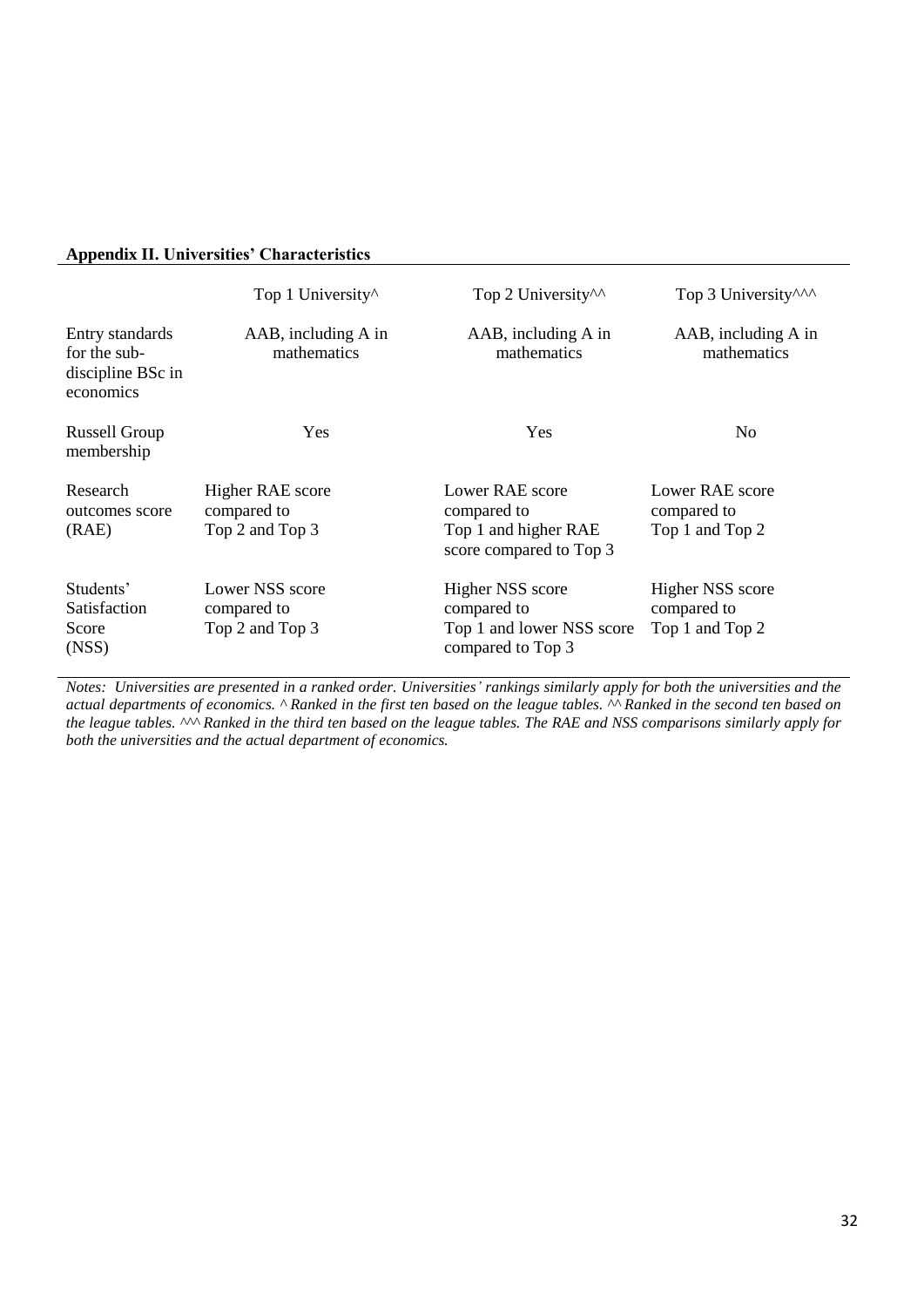**Appendix II. Universities' Characteristics**

| | Top 1 University^ | Top 2 University^^ | Top 3 University^^^ |
|---|---|---|---|
| Entry standards for the sub-discipline BSc in economics | AAB, including A in mathematics | AAB, including A in mathematics | AAB, including A in mathematics |
| Russell Group membership | Yes | Yes | No |
| Research outcomes score (RAE) | Higher RAE score compared to Top 2 and Top 3 | Lower RAE score compared to Top 1 and higher RAE score compared to Top 3 | Lower RAE score compared to Top 1 and Top 2 |
| Students' Satisfaction Score (NSS) | Lower NSS score compared to Top 2 and Top 3 | Higher NSS score compared to Top 1 and lower NSS score compared to Top 3 | Higher NSS score compared to Top 1 and Top 2 |

*Notes: Universities are presented in a ranked order. Universities' rankings similarly apply for both the universities and the actual departments of economics. ^ Ranked in the first ten based on the league tables. ^^ Ranked in the second ten based on the league tables. ^^^ Ranked in the third ten based on the league tables. The RAE and NSS comparisons similarly apply for both the universities and the actual department of economics.*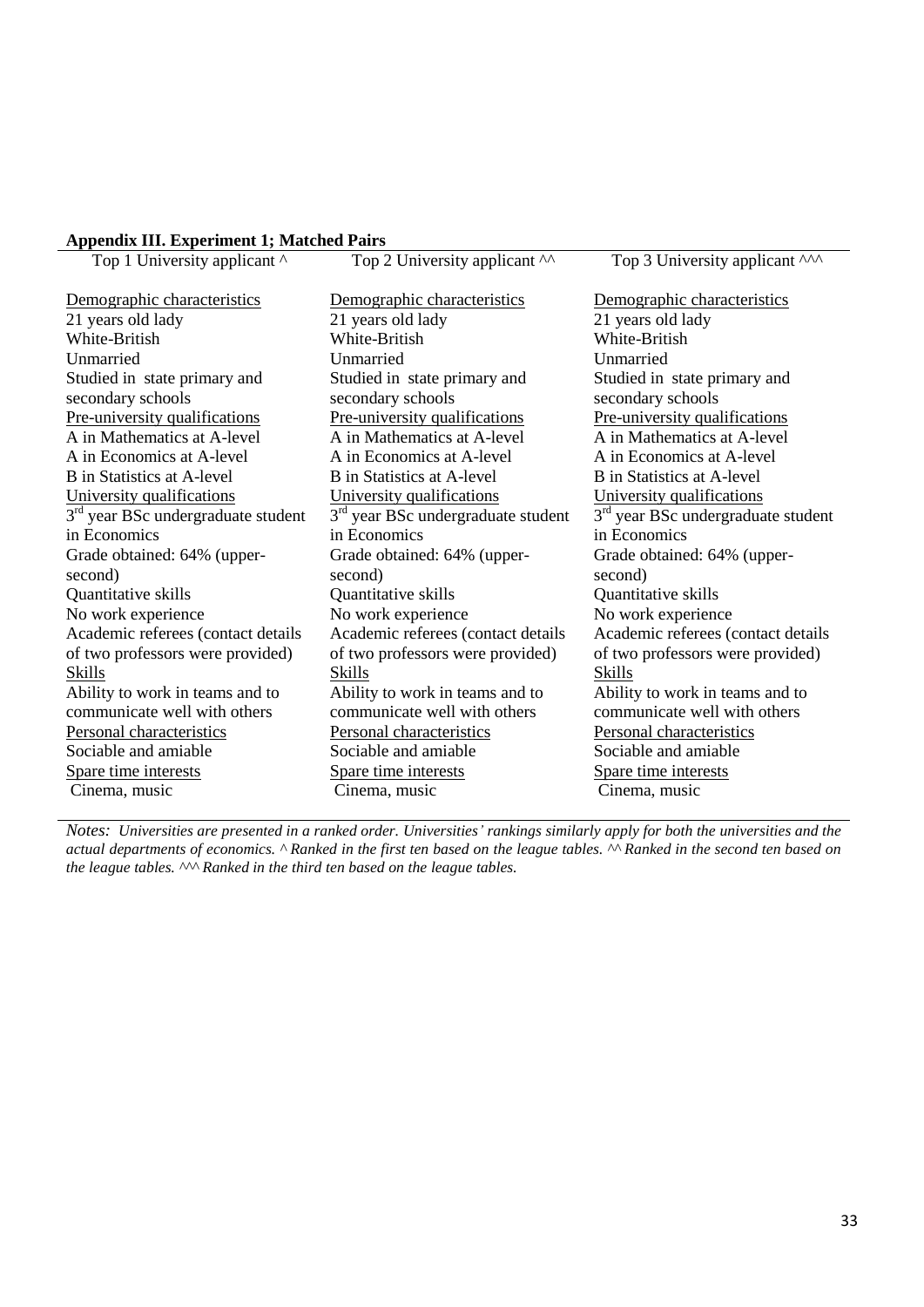**Appendix III. Experiment 1; Matched Pairs**

| Top 1 University applicant ^ | Top 2 University applicant ^^ | Top 3 University applicant ^^^ |
|---|---|---|
| <u>Demographic characteristics</u> | <u>Demographic characteristics</u> | <u>Demographic characteristics</u> |
| 21 years old lady | 21 years old lady | 21 years old lady |
| White-British | White-British | White-British |
| Unmarried | Unmarried | Unmarried |
| Studied in state primary and secondary schools | Studied in state primary and secondary schools | Studied in state primary and secondary schools |
| <u>Pre-university qualifications</u> | <u>Pre-university qualifications</u> | <u>Pre-university qualifications</u> |
| A in Mathematics at A-level | A in Mathematics at A-level | A in Mathematics at A-level |
| A in Economics at A-level | A in Economics at A-level | A in Economics at A-level |
| B in Statistics at A-level | B in Statistics at A-level | B in Statistics at A-level |
| <u>University qualifications</u> | <u>University qualifications</u> | <u>University qualifications</u> |
| 3rd year BSc undergraduate student in Economics | 3rd year BSc undergraduate student in Economics | 3rd year BSc undergraduate student in Economics |
| Grade obtained: 64% (upper-second) | Grade obtained: 64% (upper-second) | Grade obtained: 64% (upper-second) |
| Quantitative skills | Quantitative skills | Quantitative skills |
| No work experience | No work experience | No work experience |
| Academic referees (contact details of two professors were provided) | Academic referees (contact details of two professors were provided) | Academic referees (contact details of two professors were provided) |
| <u>Skills</u> | <u>Skills</u> | <u>Skills</u> |
| Ability to work in teams and to communicate well with others | Ability to work in teams and to communicate well with others | Ability to work in teams and to communicate well with others |
| <u>Personal characteristics</u> | <u>Personal characteristics</u> | <u>Personal characteristics</u> |
| Sociable and amiable | Sociable and amiable | Sociable and amiable |
| <u>Spare time interests</u> | <u>Spare time interests</u> | <u>Spare time interests</u> |
| Cinema, music | Cinema, music | Cinema, music |

*Notes: Universities are presented in a ranked order. Universities' rankings similarly apply for both the universities and the actual departments of economics. ^ Ranked in the first ten based on the league tables. ^^ Ranked in the second ten based on the league tables. ^^^ Ranked in the third ten based on the league tables.*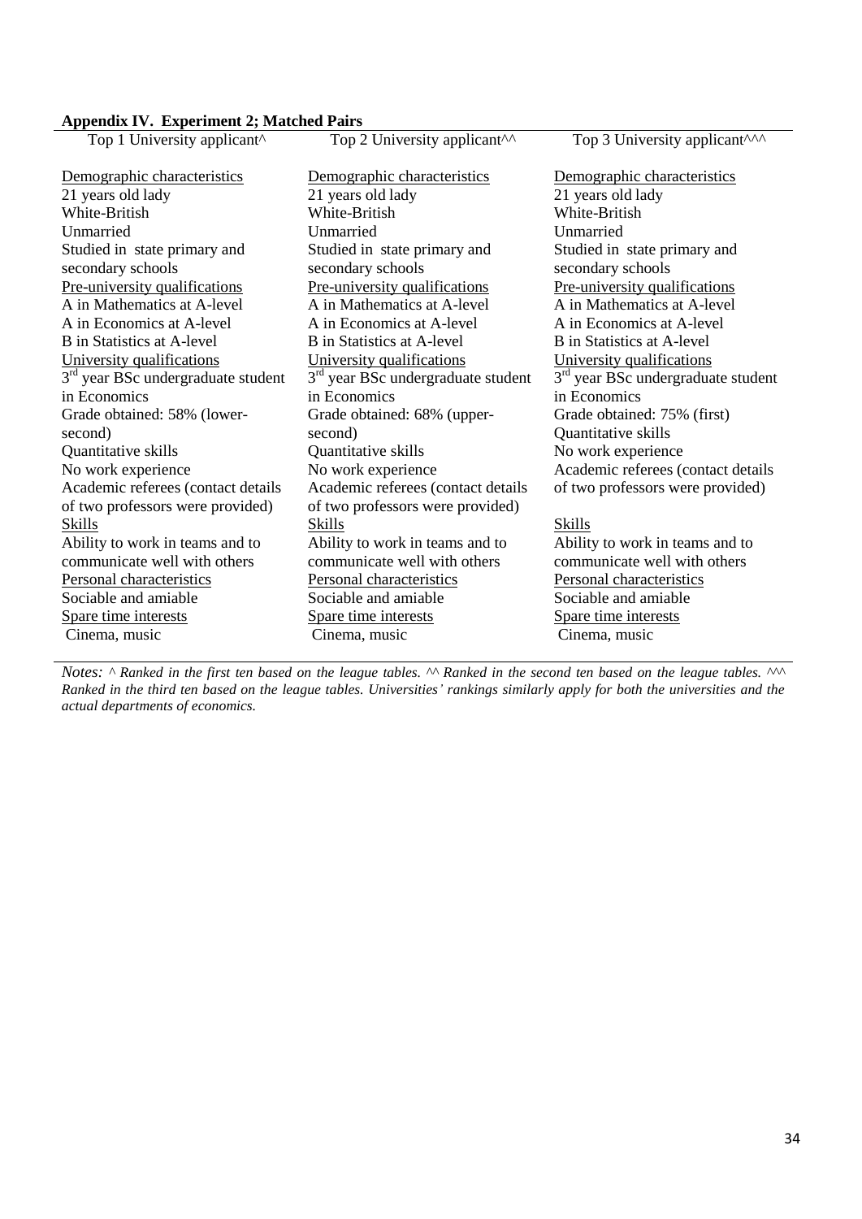**Appendix IV. Experiment 2; Matched Pairs**

| Top 1 University applicant^ | Top 2 University applicant^^ | Top 3 University applicant^^^ |
|---|---|---|
| Demographic characteristics | Demographic characteristics | Demographic characteristics |
| 21 years old lady | 21 years old lady | 21 years old lady |
| White-British | White-British | White-British |
| Unmarried | Unmarried | Unmarried |
| Studied in state primary and secondary schools | Studied in state primary and secondary schools | Studied in state primary and secondary schools |
| Pre-university qualifications | Pre-university qualifications | Pre-university qualifications |
| A in Mathematics at A-level | A in Mathematics at A-level | A in Mathematics at A-level |
| A in Economics at A-level | A in Economics at A-level | A in Economics at A-level |
| B in Statistics at A-level | B in Statistics at A-level | B in Statistics at A-level |
| University qualifications | University qualifications | University qualifications |
| 3rd year BSc undergraduate student in Economics | 3rd year BSc undergraduate student in Economics | 3rd year BSc undergraduate student in Economics |
| Grade obtained: 58% (lower-second) | Grade obtained: 68% (upper-second) | Grade obtained: 75% (first) |
| Quantitative skills | Quantitative skills | Quantitative skills |
| No work experience | No work experience | No work experience |
| Academic referees (contact details of two professors were provided) | Academic referees (contact details of two professors were provided) | Academic referees (contact details of two professors were provided) |
| Skills | Skills | Skills |
| Ability to work in teams and to communicate well with others | Ability to work in teams and to communicate well with others | Ability to work in teams and to communicate well with others |
| Personal characteristics | Personal characteristics | Personal characteristics |
| Sociable and amiable | Sociable and amiable | Sociable and amiable |
| Spare time interests | Spare time interests | Spare time interests |
| Cinema, music | Cinema, music | Cinema, music |

*Notes: ^ Ranked in the first ten based on the league tables. ^^ Ranked in the second ten based on the league tables. ^^^ Ranked in the third ten based on the league tables. Universities' rankings similarly apply for both the universities and the actual departments of economics.*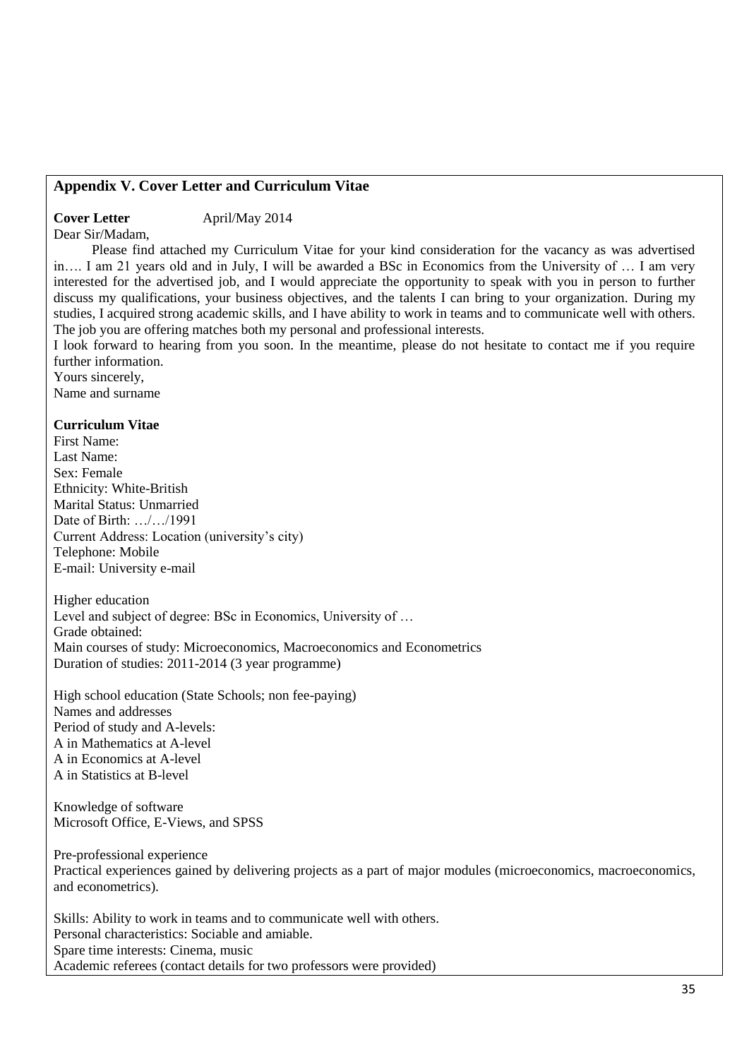## Appendix V. Cover Letter and Curriculum Vitae

**Cover Letter** April/May 2014

Dear Sir/Madam,

Please find attached my Curriculum Vitae for your kind consideration for the vacancy as was advertised in…. I am 21 years old and in July, I will be awarded a BSc in Economics from the University of … I am very interested for the advertised job, and I would appreciate the opportunity to speak with you in person to further discuss my qualifications, your business objectives, and the talents I can bring to your organization. During my studies, I acquired strong academic skills, and I have ability to work in teams and to communicate well with others. The job you are offering matches both my personal and professional interests.

I look forward to hearing from you soon. In the meantime, please do not hesitate to contact me if you require further information.

Yours sincerely,

Name and surname

**Curriculum Vitae**

First Name:
Last Name:
Sex: Female
Ethnicity: White-British
Marital Status: Unmarried
Date of Birth: …/…/1991
Current Address: Location (university's city)
Telephone: Mobile
E-mail: University e-mail

Higher education
Level and subject of degree: BSc in Economics, University of …
Grade obtained:
Main courses of study: Microeconomics, Macroeconomics and Econometrics
Duration of studies: 2011-2014 (3 year programme)

High school education (State Schools; non fee-paying)
Names and addresses
Period of study and A-levels:
A in Mathematics at A-level
A in Economics at A-level
A in Statistics at B-level

Knowledge of software
Microsoft Office, E-Views, and SPSS

Pre-professional experience
Practical experiences gained by delivering projects as a part of major modules (microeconomics, macroeconomics, and econometrics).

Skills: Ability to work in teams and to communicate well with others.
Personal characteristics: Sociable and amiable.
Spare time interests: Cinema, music
Academic referees (contact details for two professors were provided)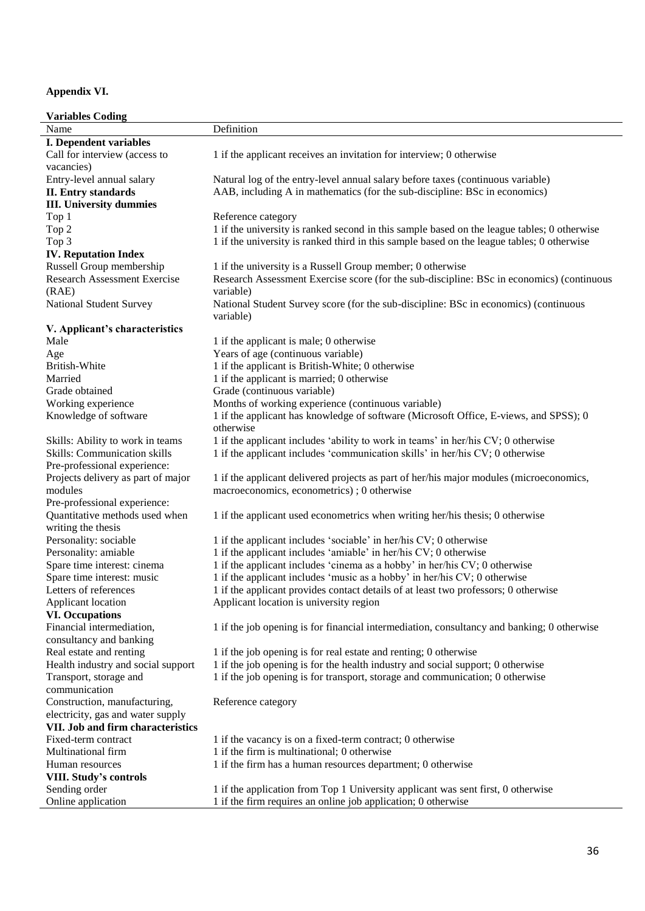**Appendix VI.**

**Variables Coding**

| Name | Definition |
|---|---|
| **I. Dependent variables** | |
| Call for interview (access to vacancies) | 1 if the applicant receives an invitation for interview; 0 otherwise |
| Entry-level annual salary | Natural log of the entry-level annual salary before taxes (continuous variable) |
| **II. Entry standards** | AAB, including A in mathematics (for the sub-discipline: BSc in economics) |
| **III. University dummies** | |
| Top 1 | Reference category |
| Top 2 | 1 if the university is ranked second in this sample based on the league tables; 0 otherwise |
| Top 3 | 1 if the university is ranked third in this sample based on the league tables; 0 otherwise |
| **IV. Reputation Index** | |
| Russell Group membership | 1 if the university is a Russell Group member; 0 otherwise |
| Research Assessment Exercise (RAE) | Research Assessment Exercise score (for the sub-discipline: BSc in economics) (continuous variable) |
| National Student Survey | National Student Survey score (for the sub-discipline: BSc in economics) (continuous variable) |
| **V. Applicant's characteristics** | |
| Male | 1 if the applicant is male; 0 otherwise |
| Age | Years of age (continuous variable) |
| British-White | 1 if the applicant is British-White; 0 otherwise |
| Married | 1 if the applicant is married; 0 otherwise |
| Grade obtained | Grade (continuous variable) |
| Working experience | Months of working experience (continuous variable) |
| Knowledge of software | 1 if the applicant has knowledge of software (Microsoft Office, E-views, and SPSS); 0 otherwise |
| Skills: Ability to work in teams | 1 if the applicant includes 'ability to work in teams' in her/his CV; 0 otherwise |
| Skills: Communication skills | 1 if the applicant includes 'communication skills' in her/his CV; 0 otherwise |
| Pre-professional experience: Projects delivery as part of major modules | 1 if the applicant delivered projects as part of her/his major modules (microeconomics, macroeconomics, econometrics) ; 0 otherwise |
| Pre-professional experience: Quantitative methods used when writing the thesis | 1 if the applicant used econometrics when writing her/his thesis; 0 otherwise |
| Personality: sociable | 1 if the applicant includes 'sociable' in her/his CV; 0 otherwise |
| Personality: amiable | 1 if the applicant includes 'amiable' in her/his CV; 0 otherwise |
| Spare time interest: cinema | 1 if the applicant includes 'cinema as a hobby' in her/his CV; 0 otherwise |
| Spare time interest: music | 1 if the applicant includes 'music as a hobby' in her/his CV; 0 otherwise |
| Letters of references | 1 if the applicant provides contact details of at least two professors; 0 otherwise |
| Applicant location | Applicant location is university region |
| **VI. Occupations** | |
| Financial intermediation, consultancy and banking | 1 if the job opening is for financial intermediation, consultancy and banking; 0 otherwise |
| Real estate and renting | 1 if the job opening is for real estate and renting; 0 otherwise |
| Health industry and social support | 1 if the job opening is for the health industry and social support; 0 otherwise |
| Transport, storage and communication | 1 if the job opening is for transport, storage and communication; 0 otherwise |
| Construction, manufacturing, electricity, gas and water supply | Reference category |
| **VII. Job and firm characteristics** | |
| Fixed-term contract | 1 if the vacancy is on a fixed-term contract; 0 otherwise |
| Multinational firm | 1 if the firm is multinational; 0 otherwise |
| Human resources | 1 if the firm has a human resources department; 0 otherwise |
| **VIII. Study's controls** | |
| Sending order | 1 if the application from Top 1 University applicant was sent first, 0 otherwise |
| Online application | 1 if the firm requires an online job application; 0 otherwise |